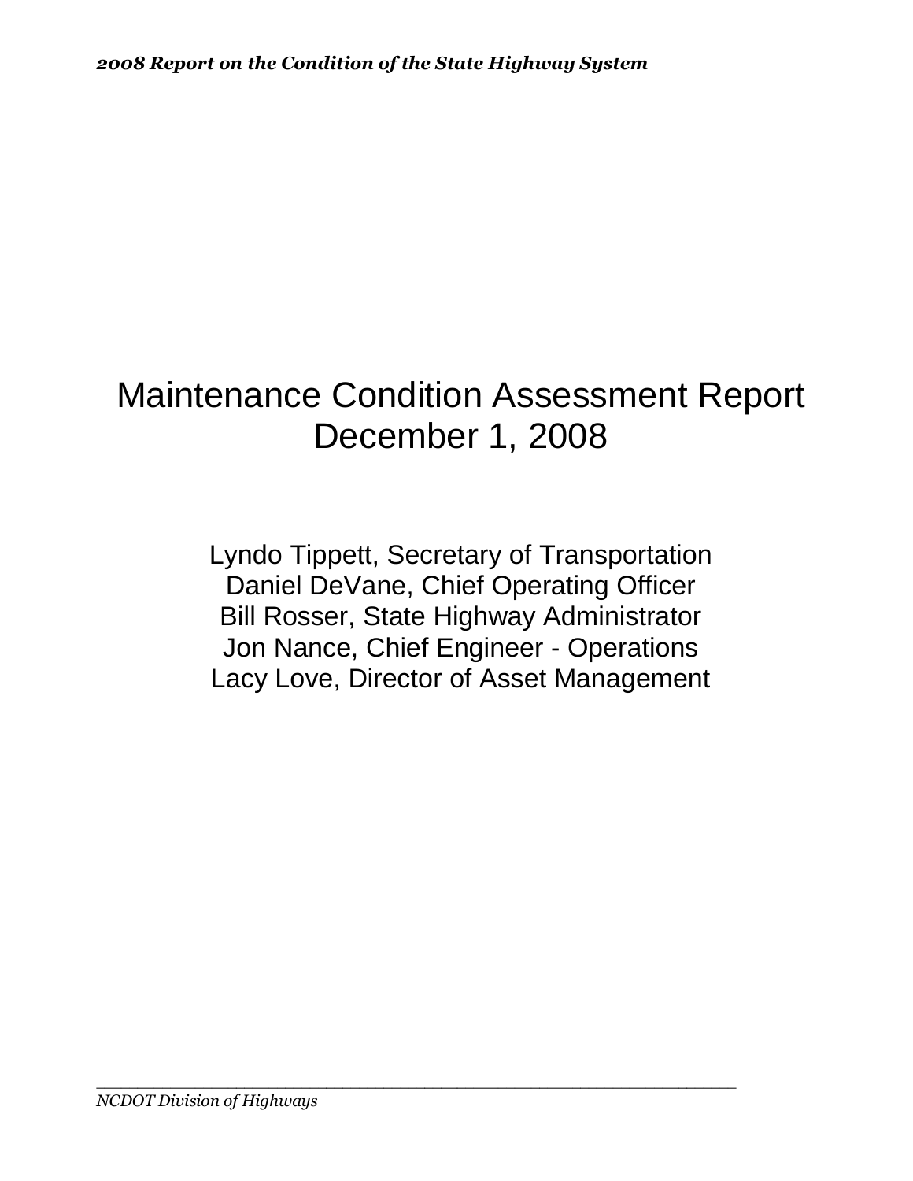# Maintenance Condition Assessment Report
## December 1, 2008

Lyndo Tippett, Secretary of Transportation
Daniel DeVane, Chief Operating Officer
Bill Rosser, State Highway Administrator
Jon Nance, Chief Engineer - Operations
Lacy Love, Director of Asset Management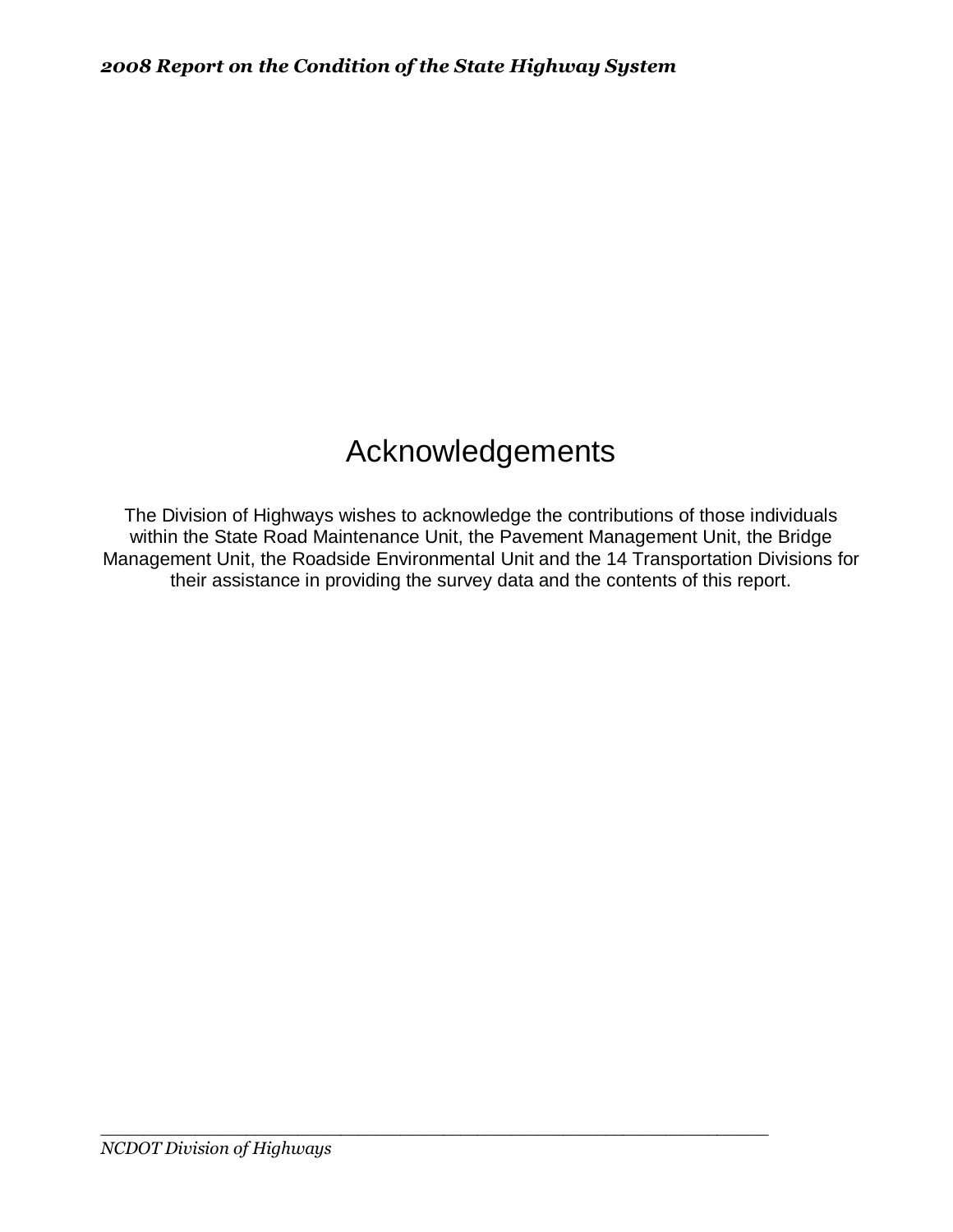# Acknowledgements

The Division of Highways wishes to acknowledge the contributions of those individuals within the State Road Maintenance Unit, the Pavement Management Unit, the Bridge Management Unit, the Roadside Environmental Unit and the 14 Transportation Divisions for their assistance in providing the survey data and the contents of this report.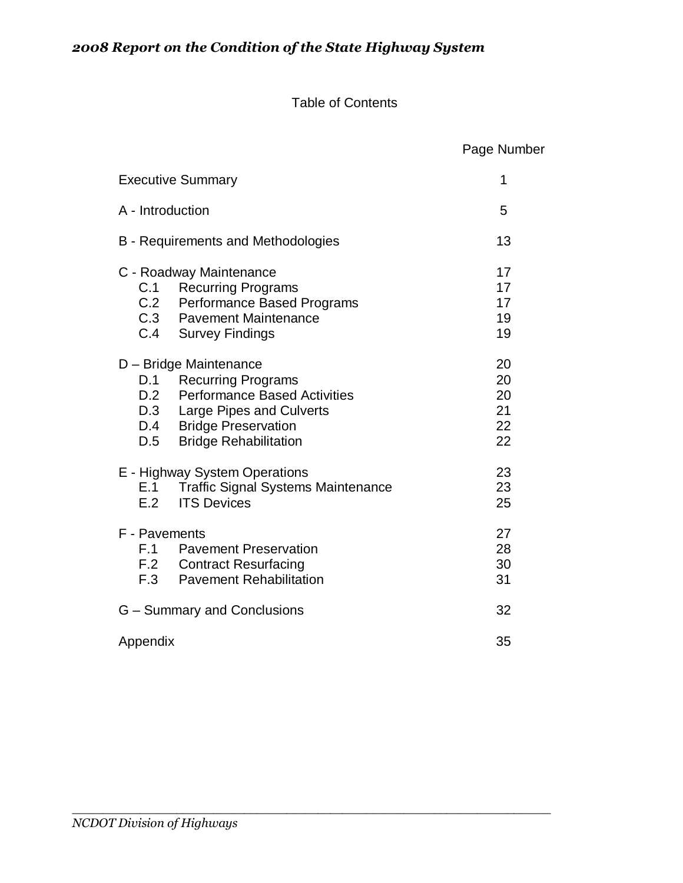# Table of Contents

| | Page Number |
|---|---|
| Executive Summary | 1 |
| A - Introduction | 5 |
| B - Requirements and Methodologies | 13 |
| C - Roadway Maintenance | 17 |
| C.1 Recurring Programs | 17 |
| C.2 Performance Based Programs | 17 |
| C.3 Pavement Maintenance | 19 |
| C.4 Survey Findings | 19 |
| D – Bridge Maintenance | 20 |
| D.1 Recurring Programs | 20 |
| D.2 Performance Based Activities | 20 |
| D.3 Large Pipes and Culverts | 21 |
| D.4 Bridge Preservation | 22 |
| D.5 Bridge Rehabilitation | 22 |
| E - Highway System Operations | 23 |
| E.1 Traffic Signal Systems Maintenance | 23 |
| E.2 ITS Devices | 25 |
| F - Pavements | 27 |
| F.1 Pavement Preservation | 28 |
| F.2 Contract Resurfacing | 30 |
| F.3 Pavement Rehabilitation | 31 |
| G – Summary and Conclusions | 32 |
| Appendix | 35 |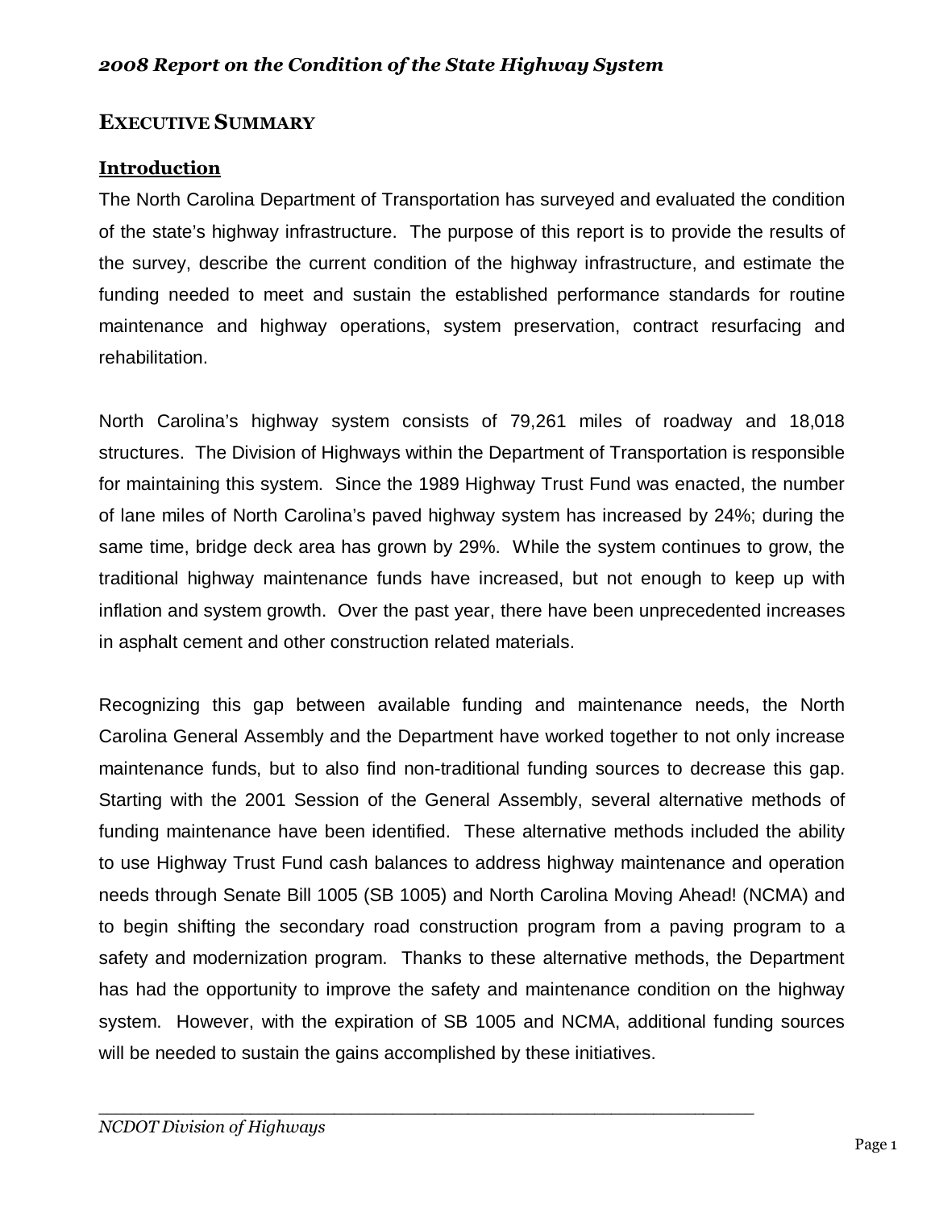## EXECUTIVE SUMMARY

### Introduction

The North Carolina Department of Transportation has surveyed and evaluated the condition of the state's highway infrastructure. The purpose of this report is to provide the results of the survey, describe the current condition of the highway infrastructure, and estimate the funding needed to meet and sustain the established performance standards for routine maintenance and highway operations, system preservation, contract resurfacing and rehabilitation.

North Carolina's highway system consists of 79,261 miles of roadway and 18,018 structures. The Division of Highways within the Department of Transportation is responsible for maintaining this system. Since the 1989 Highway Trust Fund was enacted, the number of lane miles of North Carolina's paved highway system has increased by 24%; during the same time, bridge deck area has grown by 29%. While the system continues to grow, the traditional highway maintenance funds have increased, but not enough to keep up with inflation and system growth. Over the past year, there have been unprecedented increases in asphalt cement and other construction related materials.

Recognizing this gap between available funding and maintenance needs, the North Carolina General Assembly and the Department have worked together to not only increase maintenance funds, but to also find non-traditional funding sources to decrease this gap. Starting with the 2001 Session of the General Assembly, several alternative methods of funding maintenance have been identified. These alternative methods included the ability to use Highway Trust Fund cash balances to address highway maintenance and operation needs through Senate Bill 1005 (SB 1005) and North Carolina Moving Ahead! (NCMA) and to begin shifting the secondary road construction program from a paving program to a safety and modernization program. Thanks to these alternative methods, the Department has had the opportunity to improve the safety and maintenance condition on the highway system. However, with the expiration of SB 1005 and NCMA, additional funding sources will be needed to sustain the gains accomplished by these initiatives.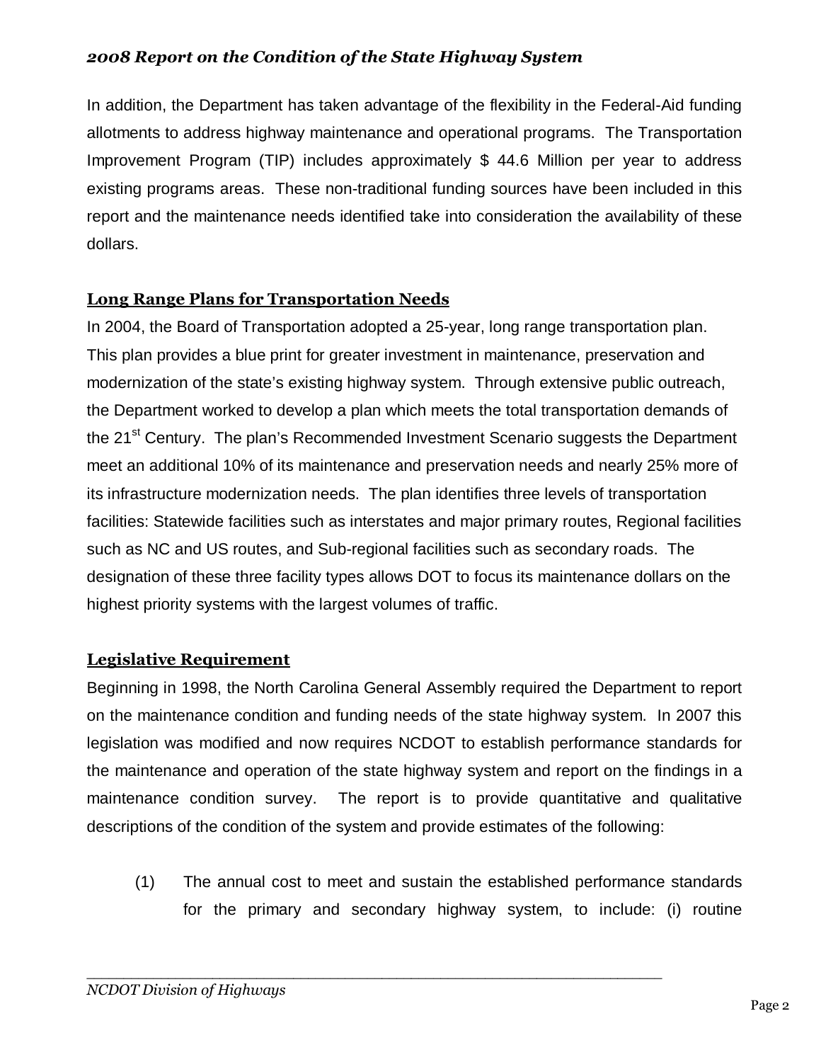In addition, the Department has taken advantage of the flexibility in the Federal-Aid funding allotments to address highway maintenance and operational programs. The Transportation Improvement Program (TIP) includes approximately $ 44.6 Million per year to address existing programs areas. These non-traditional funding sources have been included in this report and the maintenance needs identified take into consideration the availability of these dollars.

## Long Range Plans for Transportation Needs

In 2004, the Board of Transportation adopted a 25-year, long range transportation plan. This plan provides a blue print for greater investment in maintenance, preservation and modernization of the state's existing highway system. Through extensive public outreach, the Department worked to develop a plan which meets the total transportation demands of the 21st Century. The plan's Recommended Investment Scenario suggests the Department meet an additional 10% of its maintenance and preservation needs and nearly 25% more of its infrastructure modernization needs. The plan identifies three levels of transportation facilities: Statewide facilities such as interstates and major primary routes, Regional facilities such as NC and US routes, and Sub-regional facilities such as secondary roads. The designation of these three facility types allows DOT to focus its maintenance dollars on the highest priority systems with the largest volumes of traffic.

## Legislative Requirement

Beginning in 1998, the North Carolina General Assembly required the Department to report on the maintenance condition and funding needs of the state highway system. In 2007 this legislation was modified and now requires NCDOT to establish performance standards for the maintenance and operation of the state highway system and report on the findings in a maintenance condition survey. The report is to provide quantitative and qualitative descriptions of the condition of the system and provide estimates of the following:

(1) The annual cost to meet and sustain the established performance standards for the primary and secondary highway system, to include: (i) routine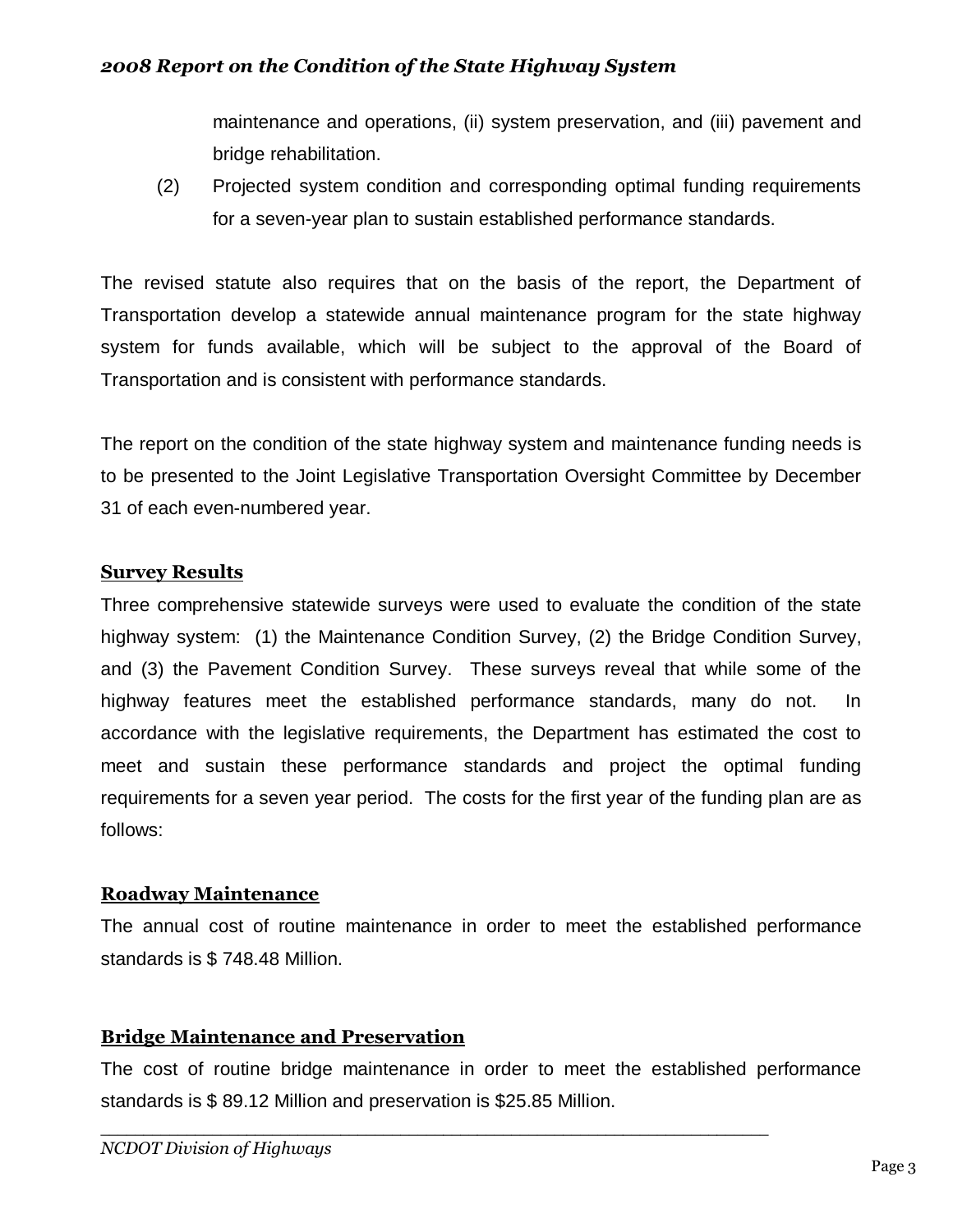maintenance and operations, (ii) system preservation, and (iii) pavement and bridge rehabilitation.

(2) Projected system condition and corresponding optimal funding requirements for a seven-year plan to sustain established performance standards.

The revised statute also requires that on the basis of the report, the Department of Transportation develop a statewide annual maintenance program for the state highway system for funds available, which will be subject to the approval of the Board of Transportation and is consistent with performance standards.

The report on the condition of the state highway system and maintenance funding needs is to be presented to the Joint Legislative Transportation Oversight Committee by December 31 of each even-numbered year.

## Survey Results

Three comprehensive statewide surveys were used to evaluate the condition of the state highway system: (1) the Maintenance Condition Survey, (2) the Bridge Condition Survey, and (3) the Pavement Condition Survey. These surveys reveal that while some of the highway features meet the established performance standards, many do not. In accordance with the legislative requirements, the Department has estimated the cost to meet and sustain these performance standards and project the optimal funding requirements for a seven year period. The costs for the first year of the funding plan are as follows:

## Roadway Maintenance

The annual cost of routine maintenance in order to meet the established performance standards is $ 748.48 Million.

## Bridge Maintenance and Preservation

The cost of routine bridge maintenance in order to meet the established performance standards is $ 89.12 Million and preservation is $25.85 Million.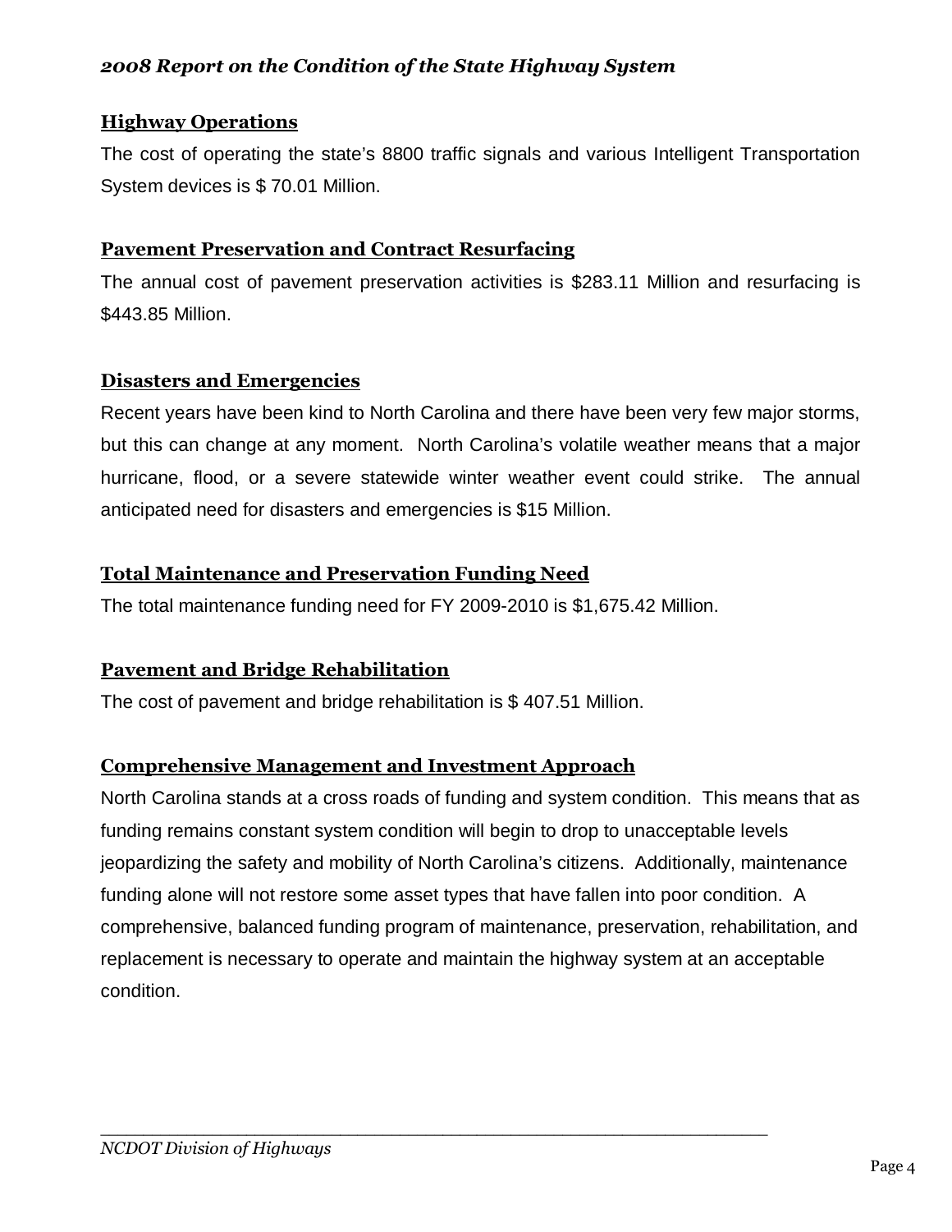## Highway Operations

The cost of operating the state's 8800 traffic signals and various Intelligent Transportation System devices is $ 70.01 Million.

## Pavement Preservation and Contract Resurfacing

The annual cost of pavement preservation activities is $283.11 Million and resurfacing is $443.85 Million.

## Disasters and Emergencies

Recent years have been kind to North Carolina and there have been very few major storms, but this can change at any moment. North Carolina's volatile weather means that a major hurricane, flood, or a severe statewide winter weather event could strike. The annual anticipated need for disasters and emergencies is $15 Million.

## Total Maintenance and Preservation Funding Need

The total maintenance funding need for FY 2009-2010 is $1,675.42 Million.

## Pavement and Bridge Rehabilitation

The cost of pavement and bridge rehabilitation is $ 407.51 Million.

## Comprehensive Management and Investment Approach

North Carolina stands at a cross roads of funding and system condition. This means that as funding remains constant system condition will begin to drop to unacceptable levels jeopardizing the safety and mobility of North Carolina's citizens. Additionally, maintenance funding alone will not restore some asset types that have fallen into poor condition. A comprehensive, balanced funding program of maintenance, preservation, rehabilitation, and replacement is necessary to operate and maintain the highway system at an acceptable condition.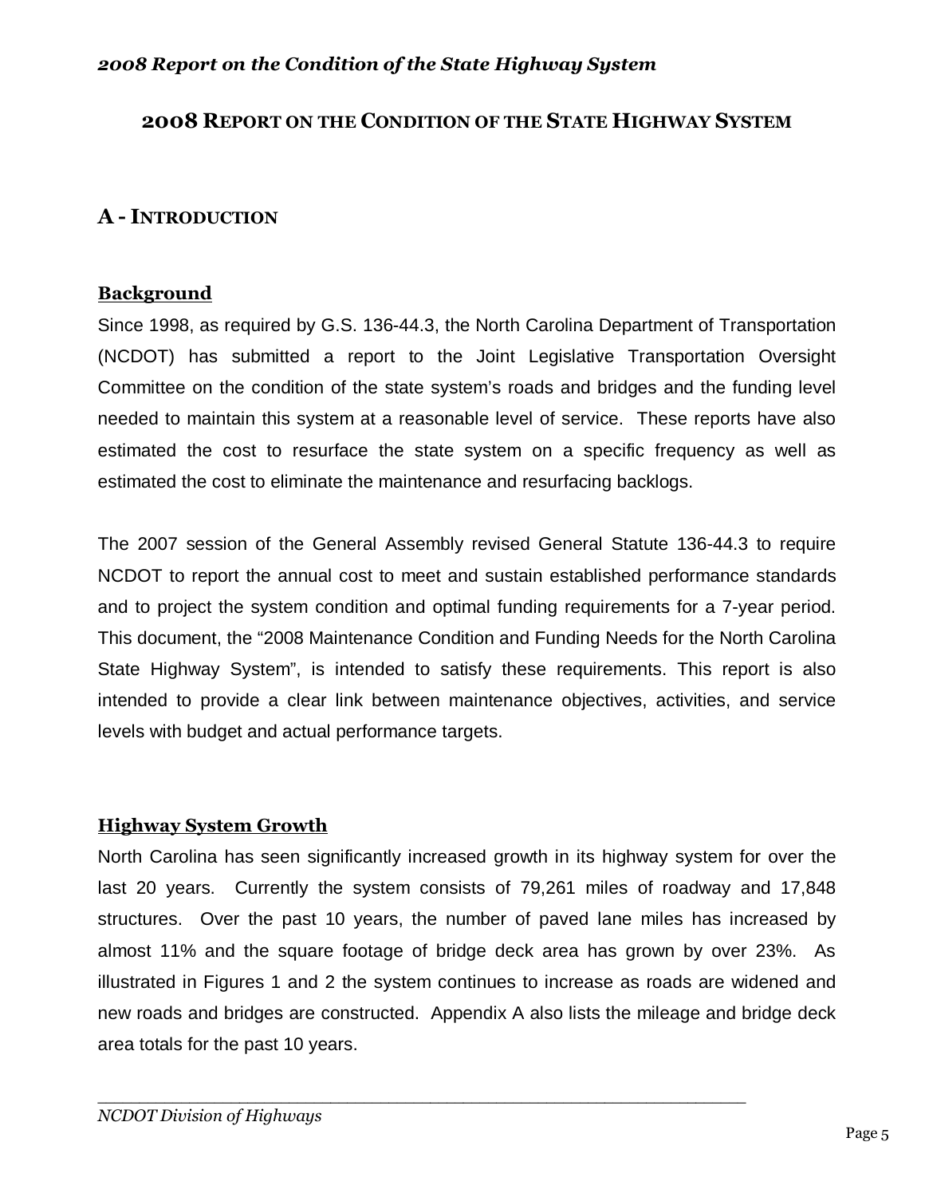# 2008 REPORT ON THE CONDITION OF THE STATE HIGHWAY SYSTEM

## A - INTRODUCTION

### Background

Since 1998, as required by G.S. 136-44.3, the North Carolina Department of Transportation (NCDOT) has submitted a report to the Joint Legislative Transportation Oversight Committee on the condition of the state system's roads and bridges and the funding level needed to maintain this system at a reasonable level of service. These reports have also estimated the cost to resurface the state system on a specific frequency as well as estimated the cost to eliminate the maintenance and resurfacing backlogs.

The 2007 session of the General Assembly revised General Statute 136-44.3 to require NCDOT to report the annual cost to meet and sustain established performance standards and to project the system condition and optimal funding requirements for a 7-year period. This document, the "2008 Maintenance Condition and Funding Needs for the North Carolina State Highway System", is intended to satisfy these requirements. This report is also intended to provide a clear link between maintenance objectives, activities, and service levels with budget and actual performance targets.

### Highway System Growth

North Carolina has seen significantly increased growth in its highway system for over the last 20 years. Currently the system consists of 79,261 miles of roadway and 17,848 structures. Over the past 10 years, the number of paved lane miles has increased by almost 11% and the square footage of bridge deck area has grown by over 23%. As illustrated in Figures 1 and 2 the system continues to increase as roads are widened and new roads and bridges are constructed. Appendix A also lists the mileage and bridge deck area totals for the past 10 years.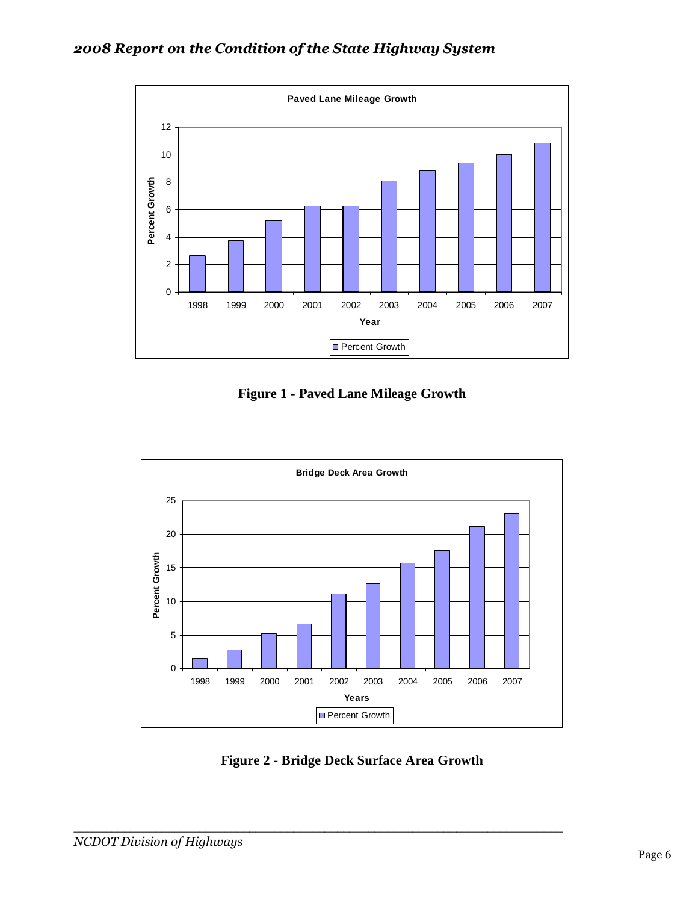**Figure 1 - Paved Lane Mileage Growth**

**Figure 2 - Bridge Deck Surface Area Growth**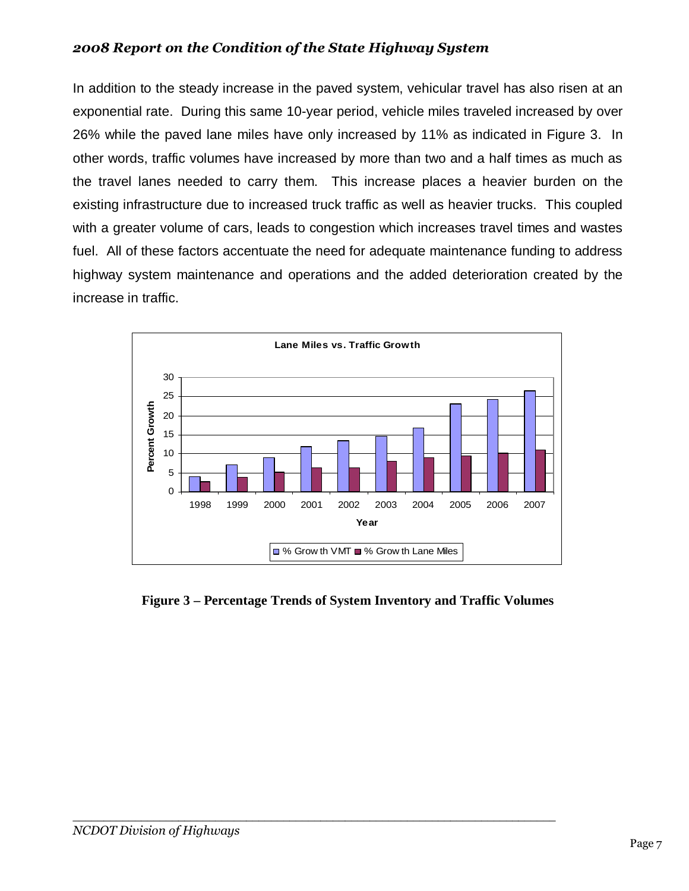In addition to the steady increase in the paved system, vehicular travel has also risen at an exponential rate. During this same 10-year period, vehicle miles traveled increased by over 26% while the paved lane miles have only increased by 11% as indicated in Figure 3. In other words, traffic volumes have increased by more than two and a half times as much as the travel lanes needed to carry them. This increase places a heavier burden on the existing infrastructure due to increased truck traffic as well as heavier trucks. This coupled with a greater volume of cars, leads to congestion which increases travel times and wastes fuel. All of these factors accentuate the need for adequate maintenance funding to address highway system maintenance and operations and the added deterioration created by the increase in traffic.

**Figure 3 – Percentage Trends of System Inventory and Traffic Volumes**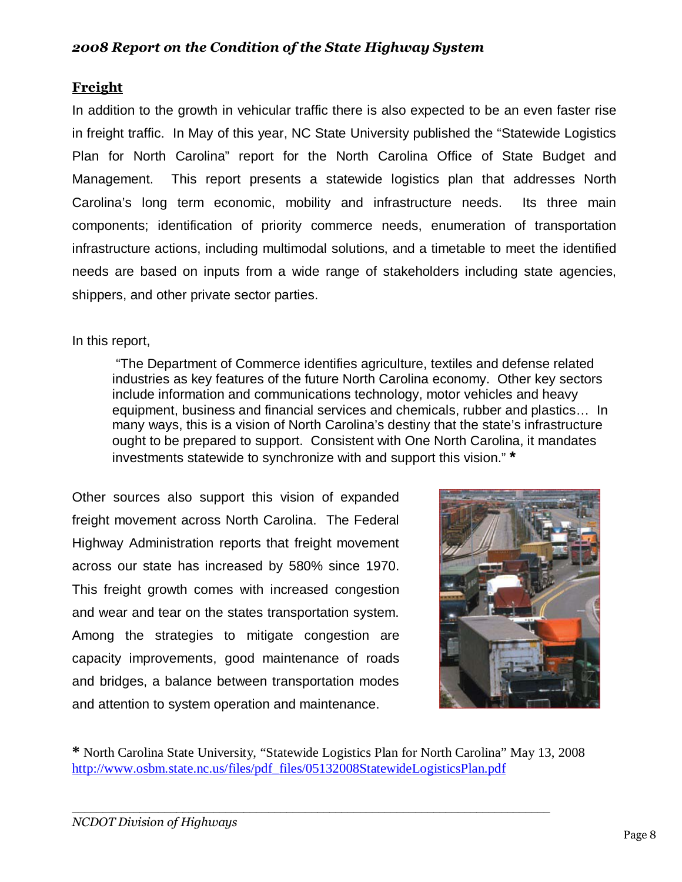## Freight

In addition to the growth in vehicular traffic there is also expected to be an even faster rise in freight traffic. In May of this year, NC State University published the "Statewide Logistics Plan for North Carolina" report for the North Carolina Office of State Budget and Management. This report presents a statewide logistics plan that addresses North Carolina's long term economic, mobility and infrastructure needs. Its three main components; identification of priority commerce needs, enumeration of transportation infrastructure actions, including multimodal solutions, and a timetable to meet the identified needs are based on inputs from a wide range of stakeholders including state agencies, shippers, and other private sector parties.

In this report,

> "The Department of Commerce identifies agriculture, textiles and defense related industries as key features of the future North Carolina economy. Other key sectors include information and communications technology, motor vehicles and heavy equipment, business and financial services and chemicals, rubber and plastics… In many ways, this is a vision of North Carolina's destiny that the state's infrastructure ought to be prepared to support. Consistent with One North Carolina, it mandates investments statewide to synchronize with and support this vision." *

Other sources also support this vision of expanded freight movement across North Carolina. The Federal Highway Administration reports that freight movement across our state has increased by 580% since 1970. This freight growth comes with increased congestion and wear and tear on the states transportation system. Among the strategies to mitigate congestion are capacity improvements, good maintenance of roads and bridges, a balance between transportation modes and attention to system operation and maintenance.

* North Carolina State University, "Statewide Logistics Plan for North Carolina" May 13, 2008 http://www.osbm.state.nc.us/files/pdf_files/05132008StatewideLogisticsPlan.pdf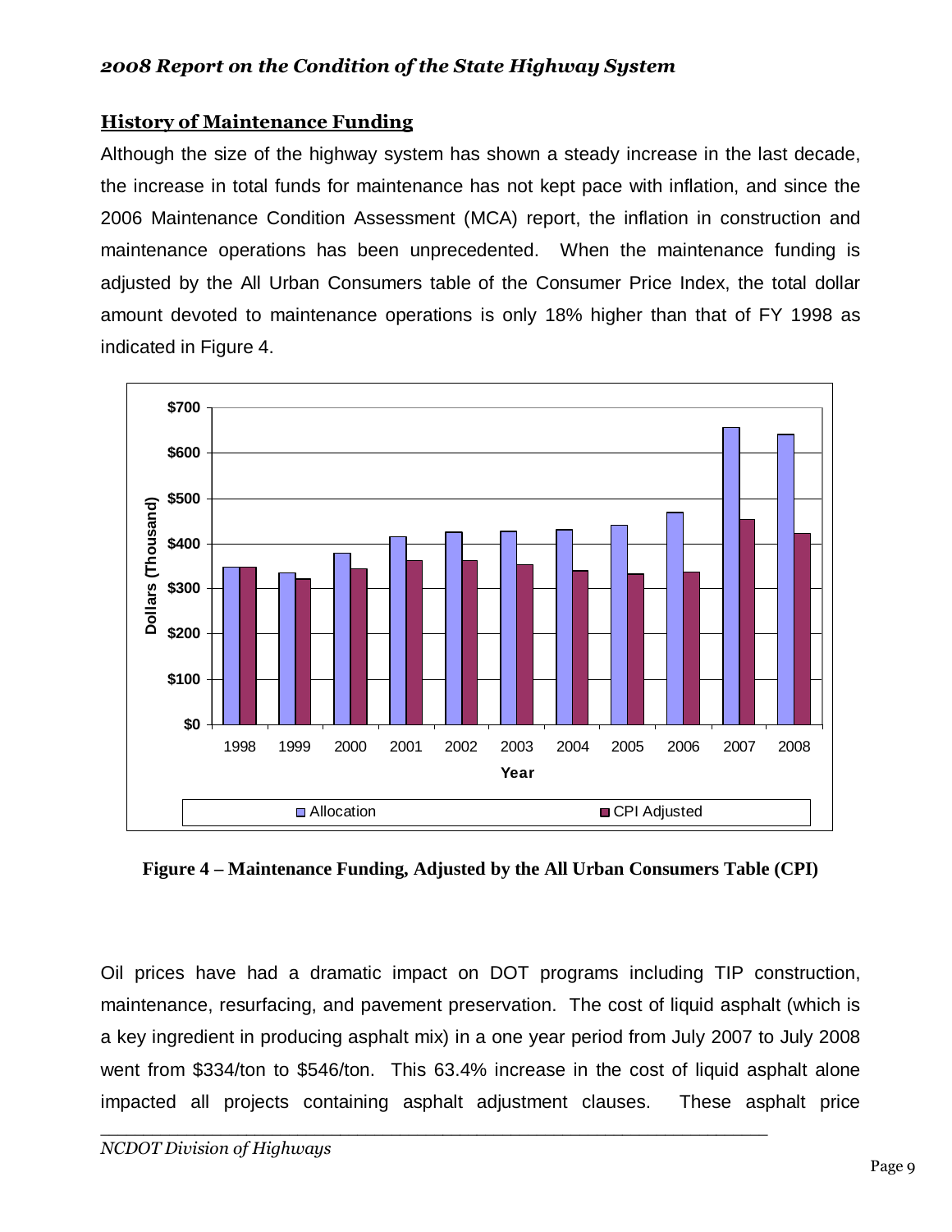## History of Maintenance Funding

Although the size of the highway system has shown a steady increase in the last decade, the increase in total funds for maintenance has not kept pace with inflation, and since the 2006 Maintenance Condition Assessment (MCA) report, the inflation in construction and maintenance operations has been unprecedented. When the maintenance funding is adjusted by the All Urban Consumers table of the Consumer Price Index, the total dollar amount devoted to maintenance operations is only 18% higher than that of FY 1998 as indicated in Figure 4.

**Figure 4 – Maintenance Funding, Adjusted by the All Urban Consumers Table (CPI)**

Oil prices have had a dramatic impact on DOT programs including TIP construction, maintenance, resurfacing, and pavement preservation. The cost of liquid asphalt (which is a key ingredient in producing asphalt mix) in a one year period from July 2007 to July 2008 went from \$334/ton to \$546/ton. This 63.4% increase in the cost of liquid asphalt alone impacted all projects containing asphalt adjustment clauses. These asphalt price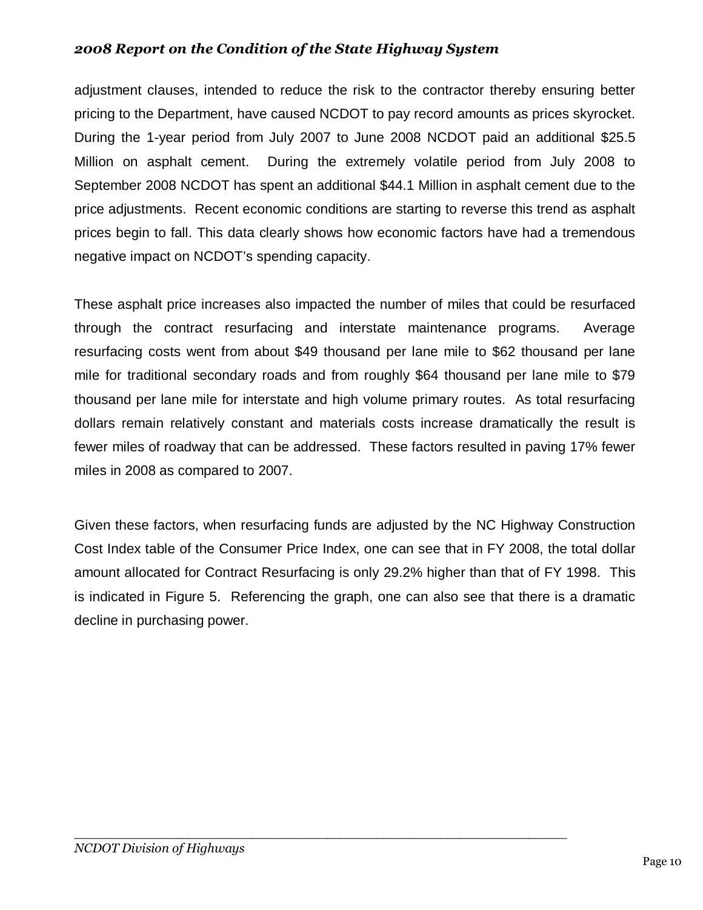adjustment clauses, intended to reduce the risk to the contractor thereby ensuring better pricing to the Department, have caused NCDOT to pay record amounts as prices skyrocket. During the 1-year period from July 2007 to June 2008 NCDOT paid an additional $25.5 Million on asphalt cement. During the extremely volatile period from July 2008 to September 2008 NCDOT has spent an additional $44.1 Million in asphalt cement due to the price adjustments. Recent economic conditions are starting to reverse this trend as asphalt prices begin to fall. This data clearly shows how economic factors have had a tremendous negative impact on NCDOT's spending capacity.

These asphalt price increases also impacted the number of miles that could be resurfaced through the contract resurfacing and interstate maintenance programs. Average resurfacing costs went from about $49 thousand per lane mile to $62 thousand per lane mile for traditional secondary roads and from roughly $64 thousand per lane mile to $79 thousand per lane mile for interstate and high volume primary routes. As total resurfacing dollars remain relatively constant and materials costs increase dramatically the result is fewer miles of roadway that can be addressed. These factors resulted in paving 17% fewer miles in 2008 as compared to 2007.

Given these factors, when resurfacing funds are adjusted by the NC Highway Construction Cost Index table of the Consumer Price Index, one can see that in FY 2008, the total dollar amount allocated for Contract Resurfacing is only 29.2% higher than that of FY 1998. This is indicated in Figure 5. Referencing the graph, one can also see that there is a dramatic decline in purchasing power.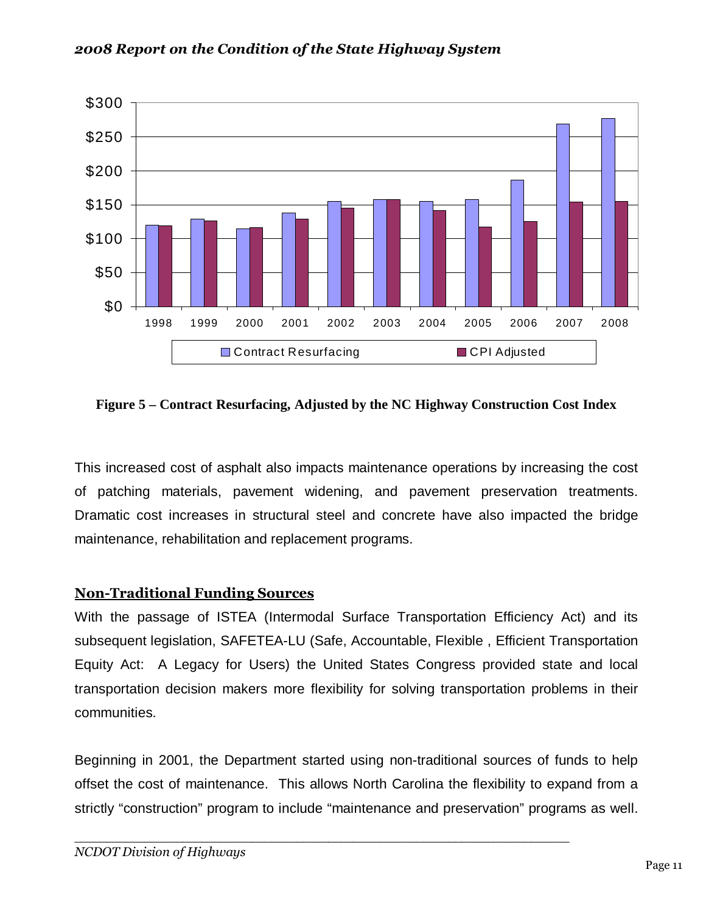**Figure 5 – Contract Resurfacing, Adjusted by the NC Highway Construction Cost Index**

This increased cost of asphalt also impacts maintenance operations by increasing the cost of patching materials, pavement widening, and pavement preservation treatments. Dramatic cost increases in structural steel and concrete have also impacted the bridge maintenance, rehabilitation and replacement programs.

## Non-Traditional Funding Sources

With the passage of ISTEA (Intermodal Surface Transportation Efficiency Act) and its subsequent legislation, SAFETEA-LU (Safe, Accountable, Flexible , Efficient Transportation Equity Act: A Legacy for Users) the United States Congress provided state and local transportation decision makers more flexibility for solving transportation problems in their communities.

Beginning in 2001, the Department started using non-traditional sources of funds to help offset the cost of maintenance. This allows North Carolina the flexibility to expand from a strictly "construction" program to include "maintenance and preservation" programs as well.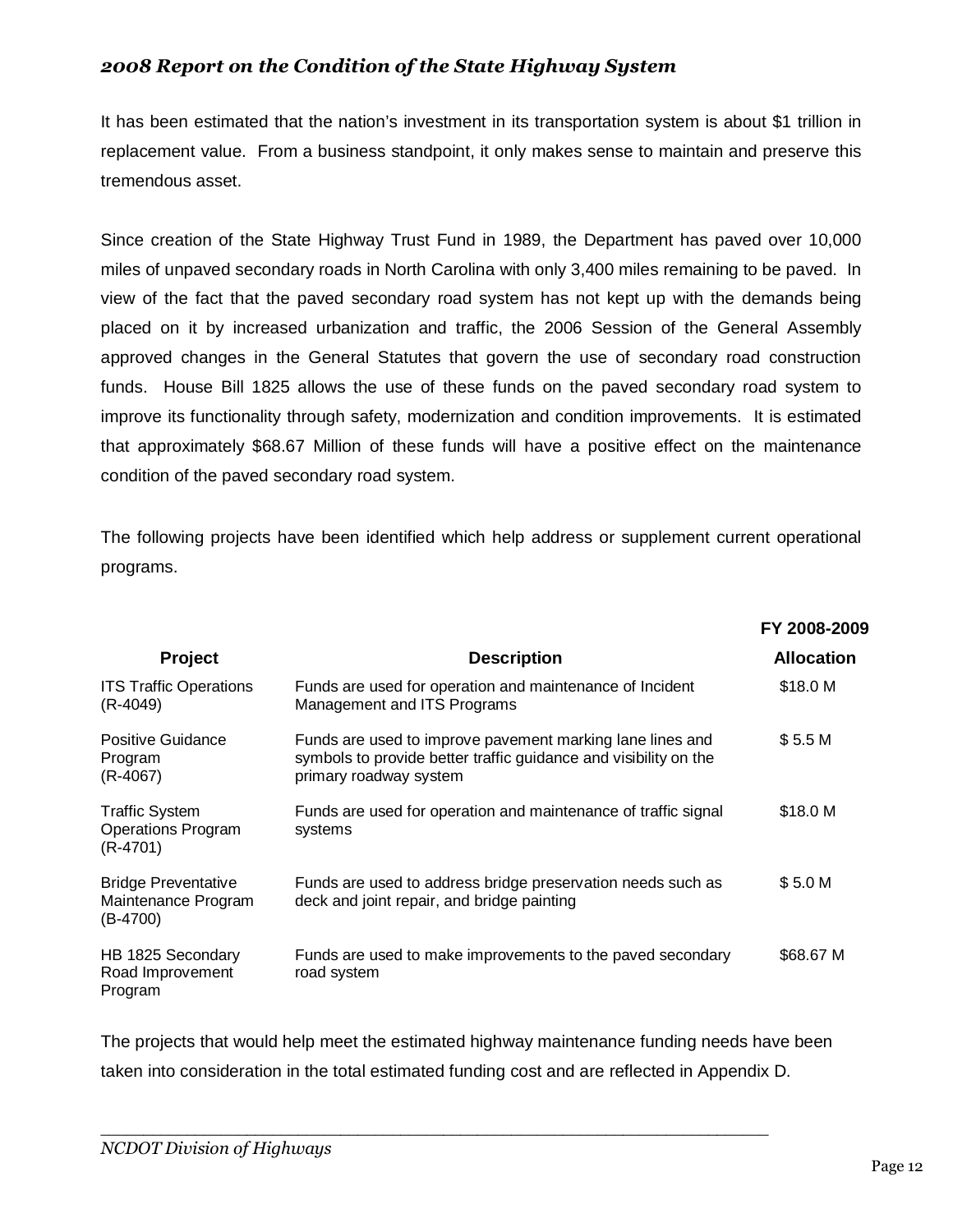It has been estimated that the nation's investment in its transportation system is about $1 trillion in replacement value. From a business standpoint, it only makes sense to maintain and preserve this tremendous asset.

Since creation of the State Highway Trust Fund in 1989, the Department has paved over 10,000 miles of unpaved secondary roads in North Carolina with only 3,400 miles remaining to be paved. In view of the fact that the paved secondary road system has not kept up with the demands being placed on it by increased urbanization and traffic, the 2006 Session of the General Assembly approved changes in the General Statutes that govern the use of secondary road construction funds. House Bill 1825 allows the use of these funds on the paved secondary road system to improve its functionality through safety, modernization and condition improvements. It is estimated that approximately $68.67 Million of these funds will have a positive effect on the maintenance condition of the paved secondary road system.

The following projects have been identified which help address or supplement current operational programs.

| Project | Description | FY 2008-2009 Allocation |
|---|---|---|
| ITS Traffic Operations (R-4049) | Funds are used for operation and maintenance of Incident Management and ITS Programs | $18.0 M |
| Positive Guidance Program (R-4067) | Funds are used to improve pavement marking lane lines and symbols to provide better traffic guidance and visibility on the primary roadway system | $ 5.5 M |
| Traffic System Operations Program (R-4701) | Funds are used for operation and maintenance of traffic signal systems | $18.0 M |
| Bridge Preventative Maintenance Program (B-4700) | Funds are used to address bridge preservation needs such as deck and joint repair, and bridge painting | $ 5.0 M |
| HB 1825 Secondary Road Improvement Program | Funds are used to make improvements to the paved secondary road system | $68.67 M |

The projects that would help meet the estimated highway maintenance funding needs have been taken into consideration in the total estimated funding cost and are reflected in Appendix D.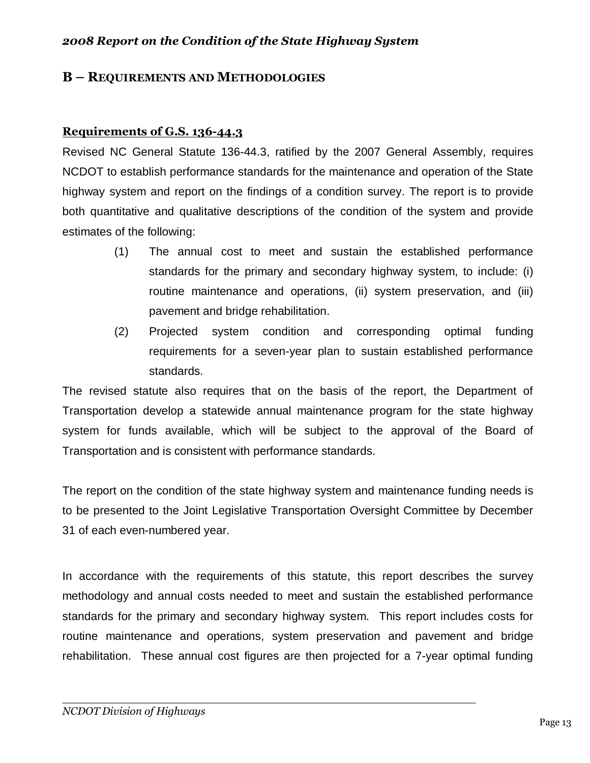## B – Requirements and Methodologies

### Requirements of G.S. 136-44.3

Revised NC General Statute 136-44.3, ratified by the 2007 General Assembly, requires NCDOT to establish performance standards for the maintenance and operation of the State highway system and report on the findings of a condition survey. The report is to provide both quantitative and qualitative descriptions of the condition of the system and provide estimates of the following:

(1) The annual cost to meet and sustain the established performance standards for the primary and secondary highway system, to include: (i) routine maintenance and operations, (ii) system preservation, and (iii) pavement and bridge rehabilitation.

(2) Projected system condition and corresponding optimal funding requirements for a seven-year plan to sustain established performance standards.

The revised statute also requires that on the basis of the report, the Department of Transportation develop a statewide annual maintenance program for the state highway system for funds available, which will be subject to the approval of the Board of Transportation and is consistent with performance standards.

The report on the condition of the state highway system and maintenance funding needs is to be presented to the Joint Legislative Transportation Oversight Committee by December 31 of each even-numbered year.

In accordance with the requirements of this statute, this report describes the survey methodology and annual costs needed to meet and sustain the established performance standards for the primary and secondary highway system. This report includes costs for routine maintenance and operations, system preservation and pavement and bridge rehabilitation. These annual cost figures are then projected for a 7-year optimal funding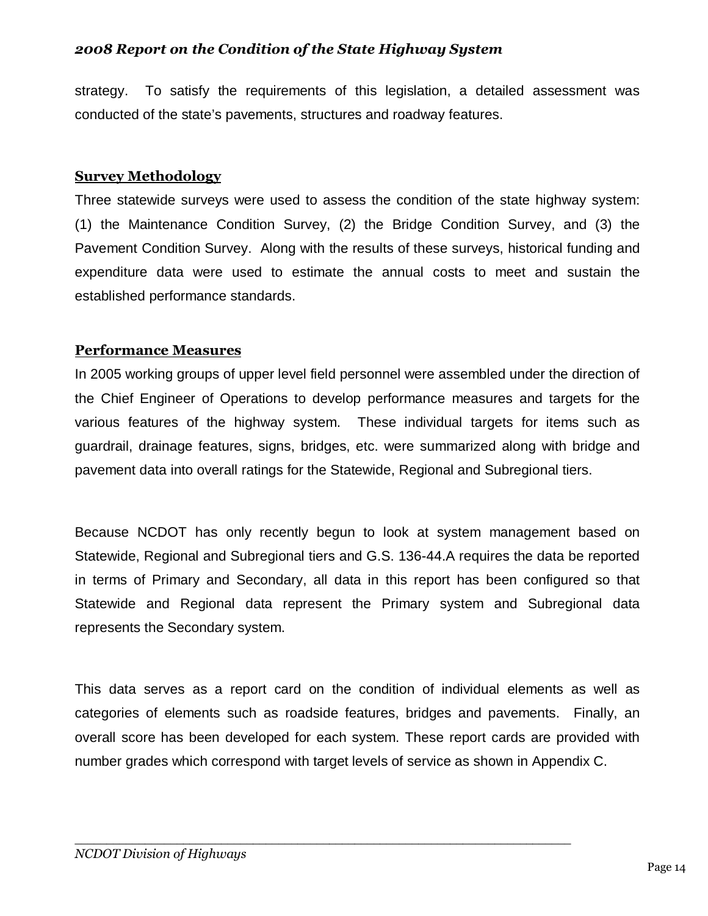strategy. To satisfy the requirements of this legislation, a detailed assessment was conducted of the state's pavements, structures and roadway features.

## Survey Methodology

Three statewide surveys were used to assess the condition of the state highway system: (1) the Maintenance Condition Survey, (2) the Bridge Condition Survey, and (3) the Pavement Condition Survey. Along with the results of these surveys, historical funding and expenditure data were used to estimate the annual costs to meet and sustain the established performance standards.

## Performance Measures

In 2005 working groups of upper level field personnel were assembled under the direction of the Chief Engineer of Operations to develop performance measures and targets for the various features of the highway system. These individual targets for items such as guardrail, drainage features, signs, bridges, etc. were summarized along with bridge and pavement data into overall ratings for the Statewide, Regional and Subregional tiers.

Because NCDOT has only recently begun to look at system management based on Statewide, Regional and Subregional tiers and G.S. 136-44.A requires the data be reported in terms of Primary and Secondary, all data in this report has been configured so that Statewide and Regional data represent the Primary system and Subregional data represents the Secondary system.

This data serves as a report card on the condition of individual elements as well as categories of elements such as roadside features, bridges and pavements. Finally, an overall score has been developed for each system. These report cards are provided with number grades which correspond with target levels of service as shown in Appendix C.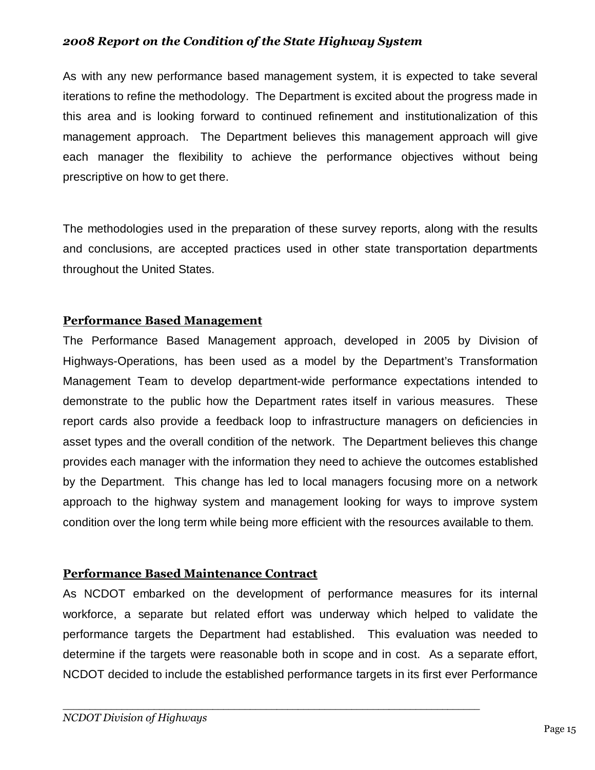As with any new performance based management system, it is expected to take several iterations to refine the methodology. The Department is excited about the progress made in this area and is looking forward to continued refinement and institutionalization of this management approach. The Department believes this management approach will give each manager the flexibility to achieve the performance objectives without being prescriptive on how to get there.

The methodologies used in the preparation of these survey reports, along with the results and conclusions, are accepted practices used in other state transportation departments throughout the United States.

## Performance Based Management

The Performance Based Management approach, developed in 2005 by Division of Highways-Operations, has been used as a model by the Department's Transformation Management Team to develop department-wide performance expectations intended to demonstrate to the public how the Department rates itself in various measures. These report cards also provide a feedback loop to infrastructure managers on deficiencies in asset types and the overall condition of the network. The Department believes this change provides each manager with the information they need to achieve the outcomes established by the Department. This change has led to local managers focusing more on a network approach to the highway system and management looking for ways to improve system condition over the long term while being more efficient with the resources available to them.

## Performance Based Maintenance Contract

As NCDOT embarked on the development of performance measures for its internal workforce, a separate but related effort was underway which helped to validate the performance targets the Department had established. This evaluation was needed to determine if the targets were reasonable both in scope and in cost. As a separate effort, NCDOT decided to include the established performance targets in its first ever Performance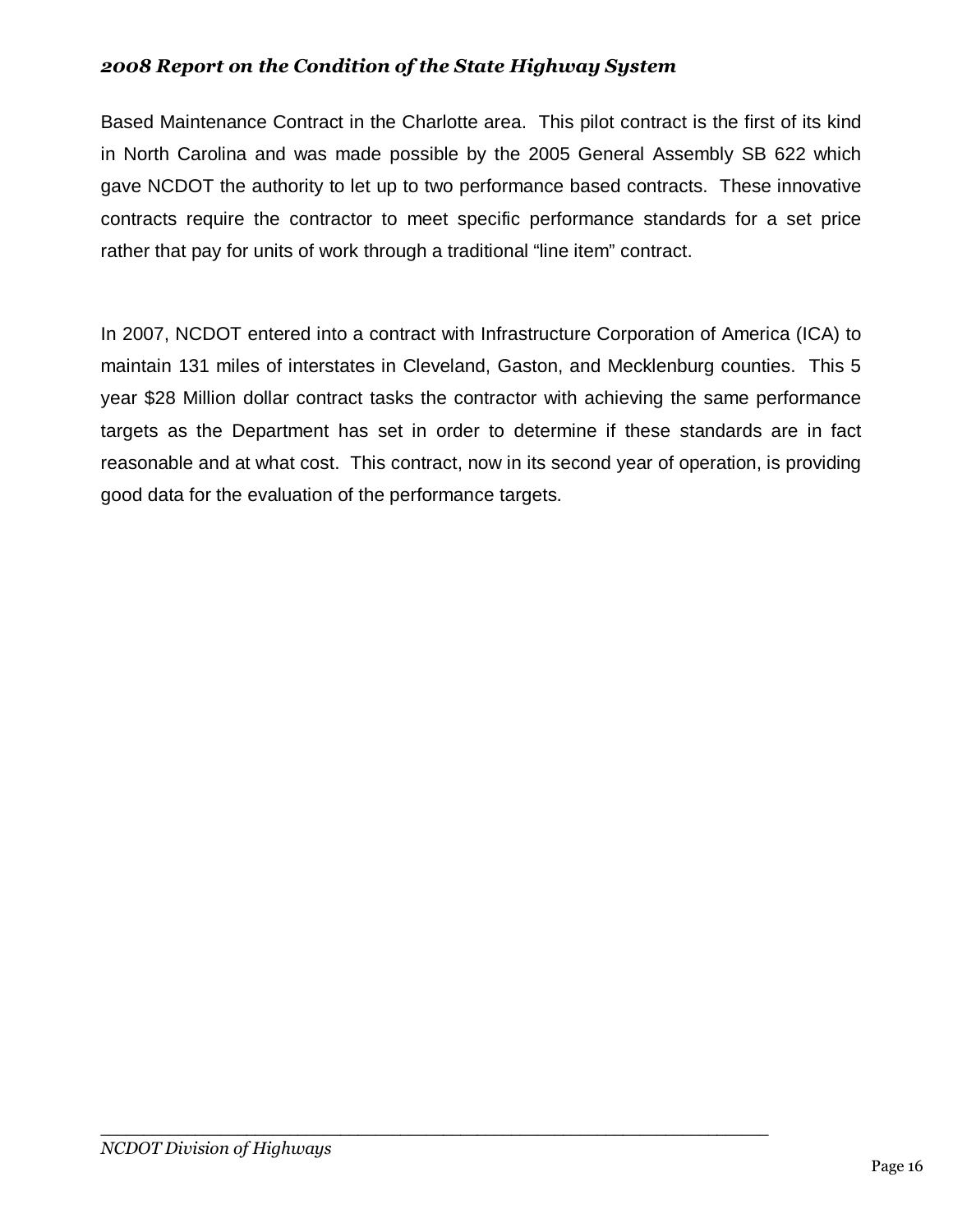Based Maintenance Contract in the Charlotte area. This pilot contract is the first of its kind in North Carolina and was made possible by the 2005 General Assembly SB 622 which gave NCDOT the authority to let up to two performance based contracts. These innovative contracts require the contractor to meet specific performance standards for a set price rather that pay for units of work through a traditional "line item" contract.

In 2007, NCDOT entered into a contract with Infrastructure Corporation of America (ICA) to maintain 131 miles of interstates in Cleveland, Gaston, and Mecklenburg counties. This 5 year $28 Million dollar contract tasks the contractor with achieving the same performance targets as the Department has set in order to determine if these standards are in fact reasonable and at what cost. This contract, now in its second year of operation, is providing good data for the evaluation of the performance targets.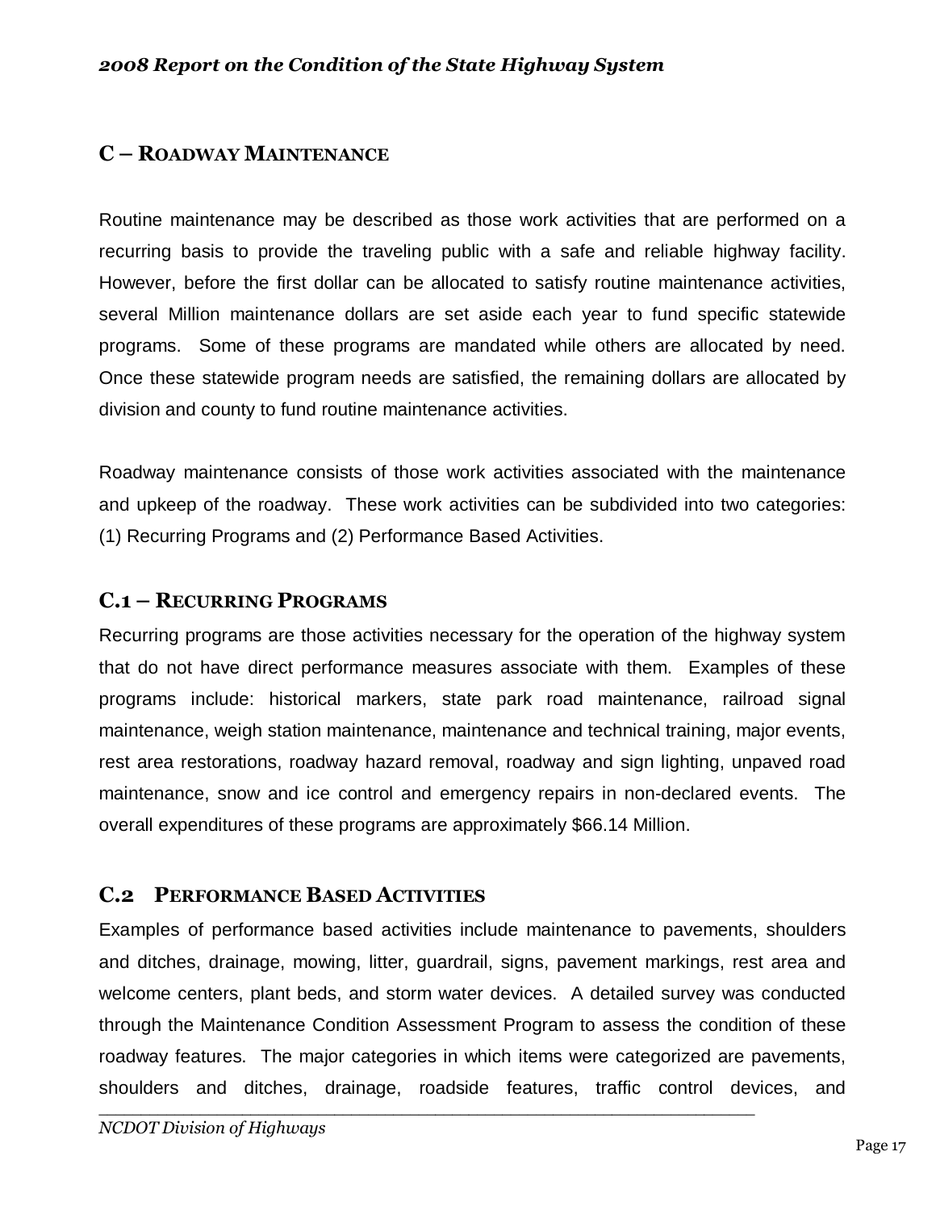## C – ROADWAY MAINTENANCE

Routine maintenance may be described as those work activities that are performed on a recurring basis to provide the traveling public with a safe and reliable highway facility. However, before the first dollar can be allocated to satisfy routine maintenance activities, several Million maintenance dollars are set aside each year to fund specific statewide programs. Some of these programs are mandated while others are allocated by need. Once these statewide program needs are satisfied, the remaining dollars are allocated by division and county to fund routine maintenance activities.

Roadway maintenance consists of those work activities associated with the maintenance and upkeep of the roadway. These work activities can be subdivided into two categories: (1) Recurring Programs and (2) Performance Based Activities.

### C.1 – RECURRING PROGRAMS

Recurring programs are those activities necessary for the operation of the highway system that do not have direct performance measures associate with them. Examples of these programs include: historical markers, state park road maintenance, railroad signal maintenance, weigh station maintenance, maintenance and technical training, major events, rest area restorations, roadway hazard removal, roadway and sign lighting, unpaved road maintenance, snow and ice control and emergency repairs in non-declared events. The overall expenditures of these programs are approximately $66.14 Million.

### C.2 PERFORMANCE BASED ACTIVITIES

Examples of performance based activities include maintenance to pavements, shoulders and ditches, drainage, mowing, litter, guardrail, signs, pavement markings, rest area and welcome centers, plant beds, and storm water devices. A detailed survey was conducted through the Maintenance Condition Assessment Program to assess the condition of these roadway features. The major categories in which items were categorized are pavements, shoulders and ditches, drainage, roadside features, traffic control devices, and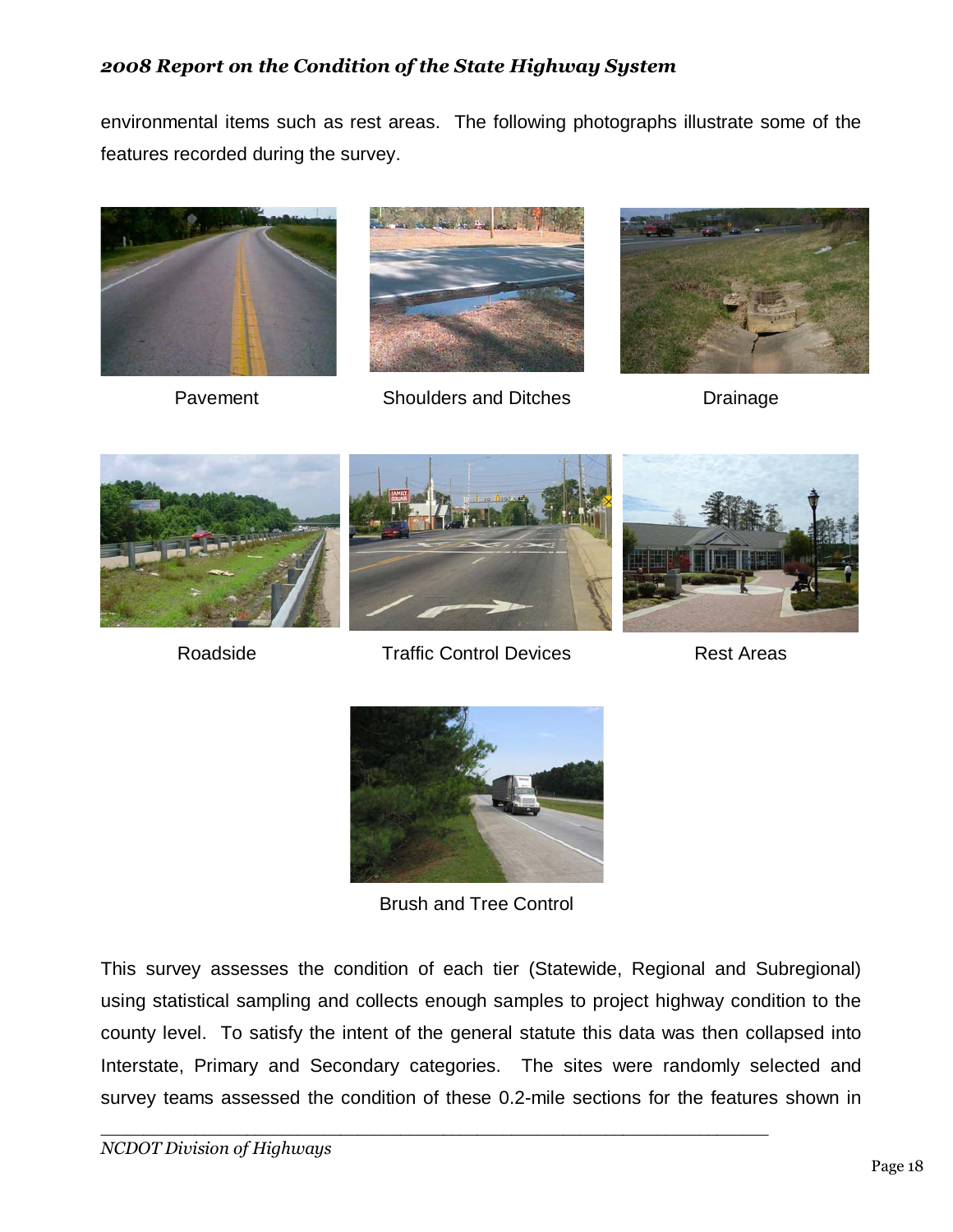environmental items such as rest areas. The following photographs illustrate some of the features recorded during the survey.

Pavement

Shoulders and Ditches

Drainage

Roadside

Traffic Control Devices

Rest Areas

Brush and Tree Control

This survey assesses the condition of each tier (Statewide, Regional and Subregional) using statistical sampling and collects enough samples to project highway condition to the county level. To satisfy the intent of the general statute this data was then collapsed into Interstate, Primary and Secondary categories. The sites were randomly selected and survey teams assessed the condition of these 0.2-mile sections for the features shown in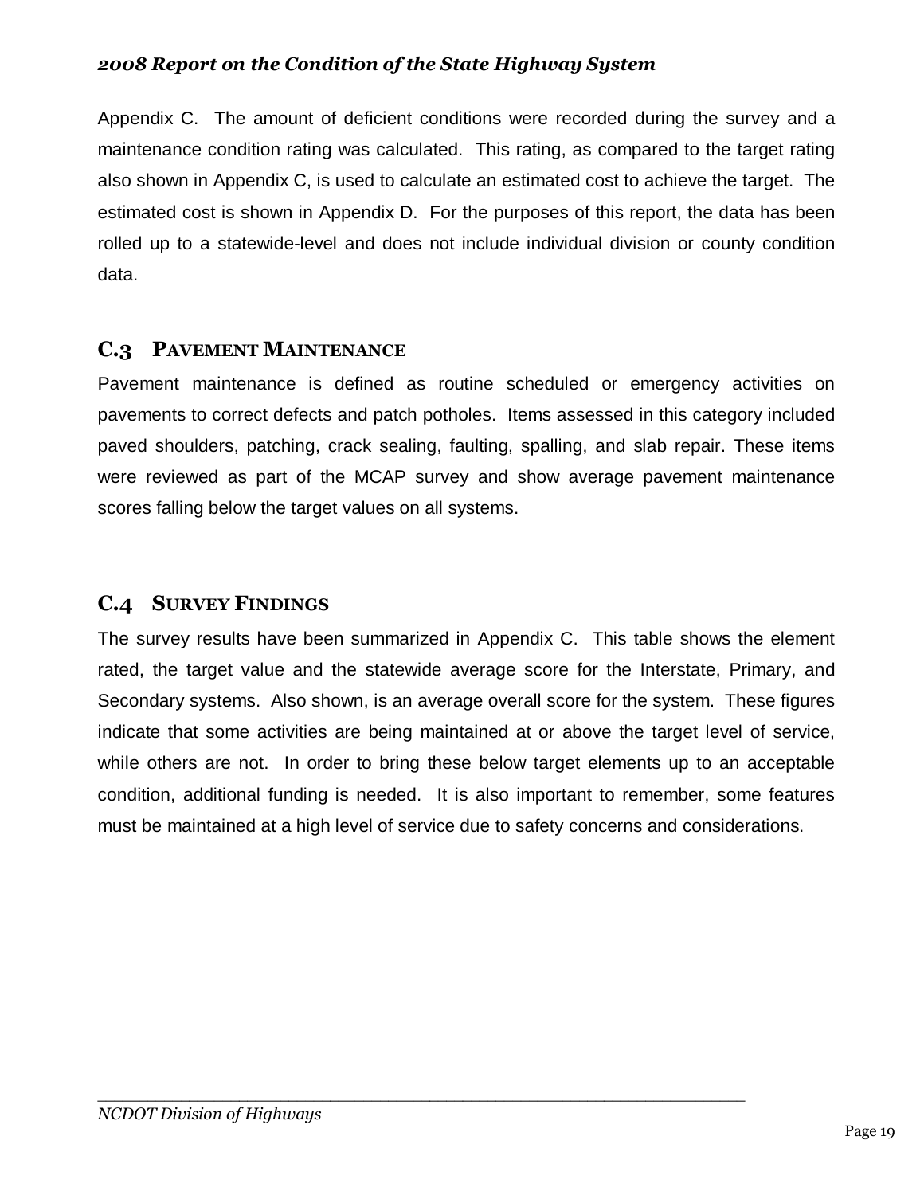Appendix C. The amount of deficient conditions were recorded during the survey and a maintenance condition rating was calculated. This rating, as compared to the target rating also shown in Appendix C, is used to calculate an estimated cost to achieve the target. The estimated cost is shown in Appendix D. For the purposes of this report, the data has been rolled up to a statewide-level and does not include individual division or county condition data.

## C.3 PAVEMENT MAINTENANCE

Pavement maintenance is defined as routine scheduled or emergency activities on pavements to correct defects and patch potholes. Items assessed in this category included paved shoulders, patching, crack sealing, faulting, spalling, and slab repair. These items were reviewed as part of the MCAP survey and show average pavement maintenance scores falling below the target values on all systems.

## C.4 SURVEY FINDINGS

The survey results have been summarized in Appendix C. This table shows the element rated, the target value and the statewide average score for the Interstate, Primary, and Secondary systems. Also shown, is an average overall score for the system. These figures indicate that some activities are being maintained at or above the target level of service, while others are not. In order to bring these below target elements up to an acceptable condition, additional funding is needed. It is also important to remember, some features must be maintained at a high level of service due to safety concerns and considerations.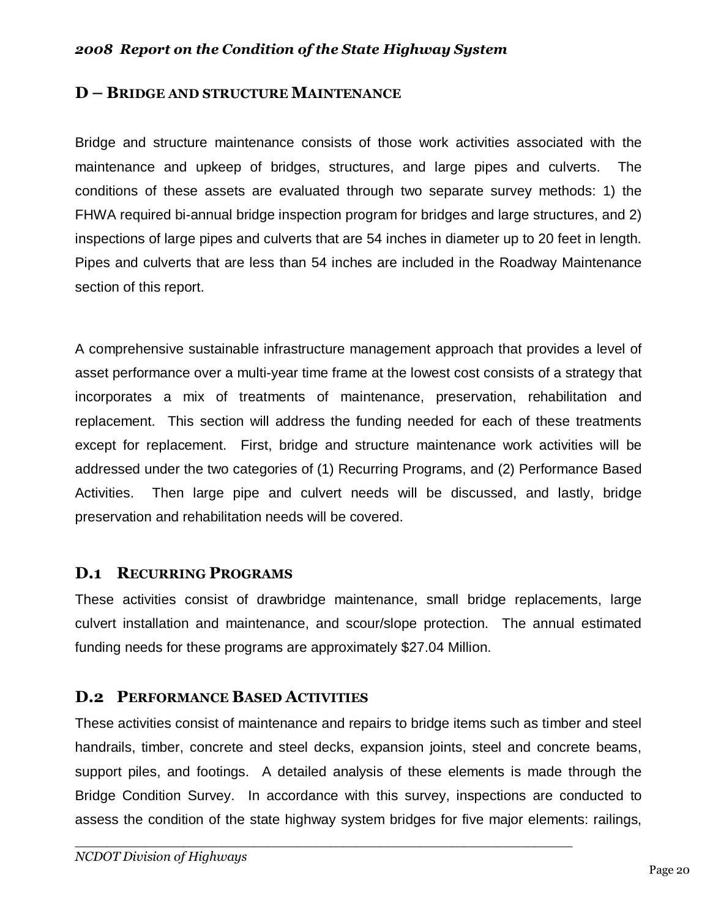## D – BRIDGE AND STRUCTURE MAINTENANCE

Bridge and structure maintenance consists of those work activities associated with the maintenance and upkeep of bridges, structures, and large pipes and culverts. The conditions of these assets are evaluated through two separate survey methods: 1) the FHWA required bi-annual bridge inspection program for bridges and large structures, and 2) inspections of large pipes and culverts that are 54 inches in diameter up to 20 feet in length. Pipes and culverts that are less than 54 inches are included in the Roadway Maintenance section of this report.

A comprehensive sustainable infrastructure management approach that provides a level of asset performance over a multi-year time frame at the lowest cost consists of a strategy that incorporates a mix of treatments of maintenance, preservation, rehabilitation and replacement. This section will address the funding needed for each of these treatments except for replacement. First, bridge and structure maintenance work activities will be addressed under the two categories of (1) Recurring Programs, and (2) Performance Based Activities. Then large pipe and culvert needs will be discussed, and lastly, bridge preservation and rehabilitation needs will be covered.

### D.1 RECURRING PROGRAMS

These activities consist of drawbridge maintenance, small bridge replacements, large culvert installation and maintenance, and scour/slope protection. The annual estimated funding needs for these programs are approximately $27.04 Million.

### D.2 PERFORMANCE BASED ACTIVITIES

These activities consist of maintenance and repairs to bridge items such as timber and steel handrails, timber, concrete and steel decks, expansion joints, steel and concrete beams, support piles, and footings. A detailed analysis of these elements is made through the Bridge Condition Survey. In accordance with this survey, inspections are conducted to assess the condition of the state highway system bridges for five major elements: railings,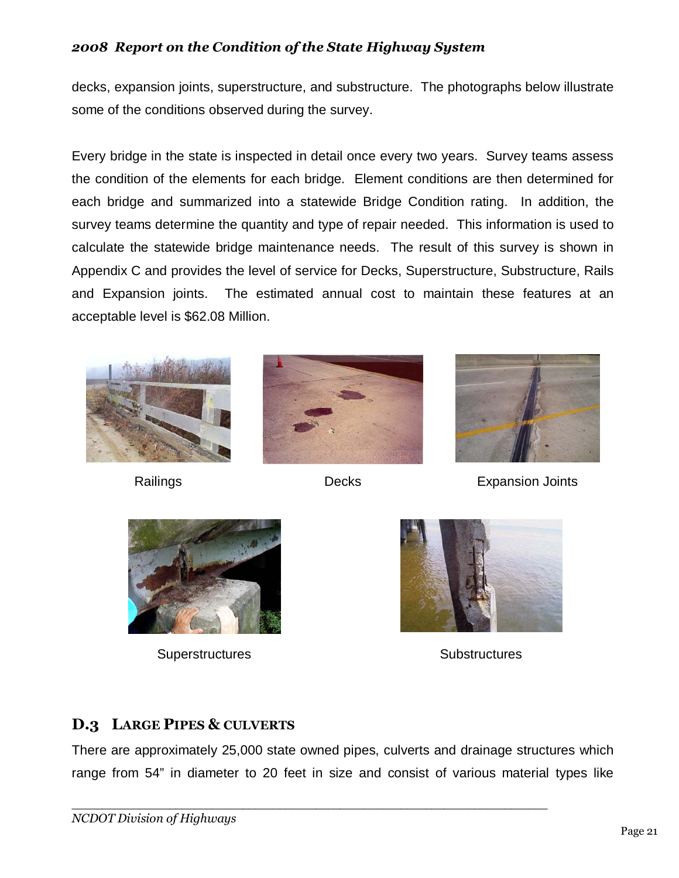decks, expansion joints, superstructure, and substructure. The photographs below illustrate some of the conditions observed during the survey.

Every bridge in the state is inspected in detail once every two years. Survey teams assess the condition of the elements for each bridge. Element conditions are then determined for each bridge and summarized into a statewide Bridge Condition rating. In addition, the survey teams determine the quantity and type of repair needed. This information is used to calculate the statewide bridge maintenance needs. The result of this survey is shown in Appendix C and provides the level of service for Decks, Superstructure, Substructure, Rails and Expansion joints. The estimated annual cost to maintain these features at an acceptable level is $62.08 Million.

Railings

Decks

Expansion Joints

Superstructures

Substructures

## D.3 LARGE PIPES & CULVERTS

There are approximately 25,000 state owned pipes, culverts and drainage structures which range from 54" in diameter to 20 feet in size and consist of various material types like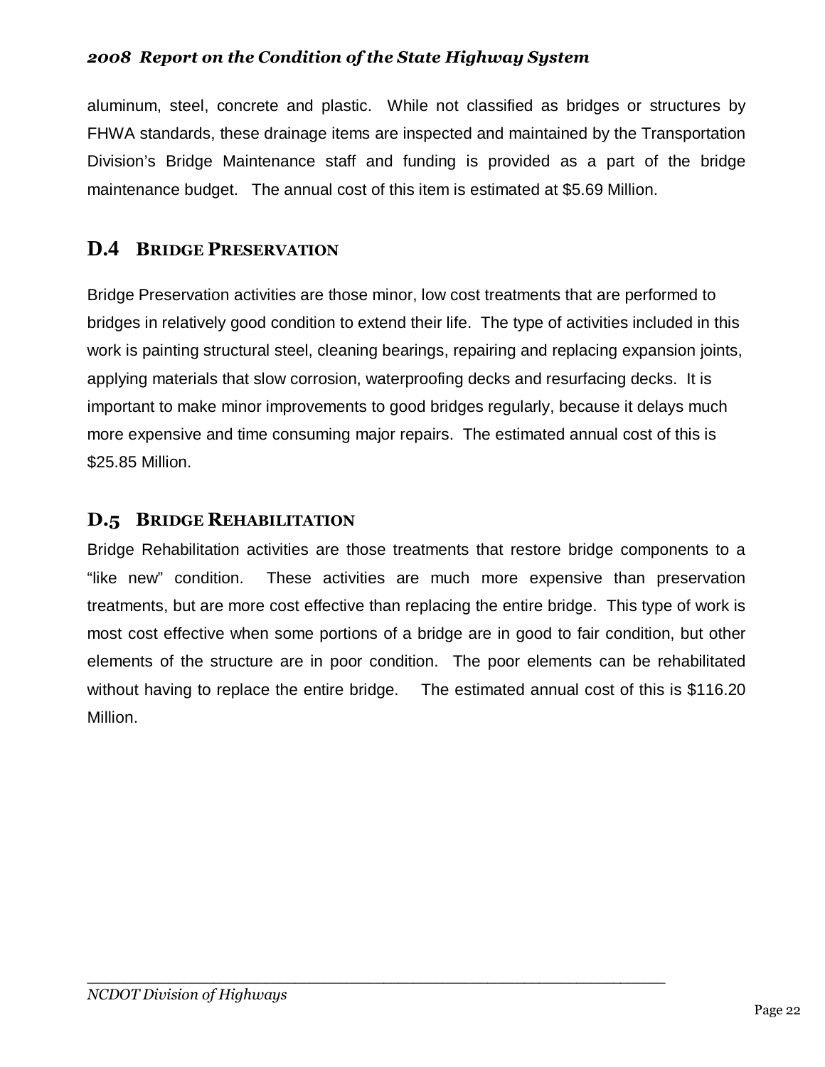aluminum, steel, concrete and plastic. While not classified as bridges or structures by FHWA standards, these drainage items are inspected and maintained by the Transportation Division's Bridge Maintenance staff and funding is provided as a part of the bridge maintenance budget. The annual cost of this item is estimated at $5.69 Million.

## D.4 BRIDGE PRESERVATION

Bridge Preservation activities are those minor, low cost treatments that are performed to bridges in relatively good condition to extend their life. The type of activities included in this work is painting structural steel, cleaning bearings, repairing and replacing expansion joints, applying materials that slow corrosion, waterproofing decks and resurfacing decks. It is important to make minor improvements to good bridges regularly, because it delays much more expensive and time consuming major repairs. The estimated annual cost of this is $25.85 Million.

## D.5 BRIDGE REHABILITATION

Bridge Rehabilitation activities are those treatments that restore bridge components to a "like new" condition. These activities are much more expensive than preservation treatments, but are more cost effective than replacing the entire bridge. This type of work is most cost effective when some portions of a bridge are in good to fair condition, but other elements of the structure are in poor condition. The poor elements can be rehabilitated without having to replace the entire bridge. The estimated annual cost of this is $116.20 Million.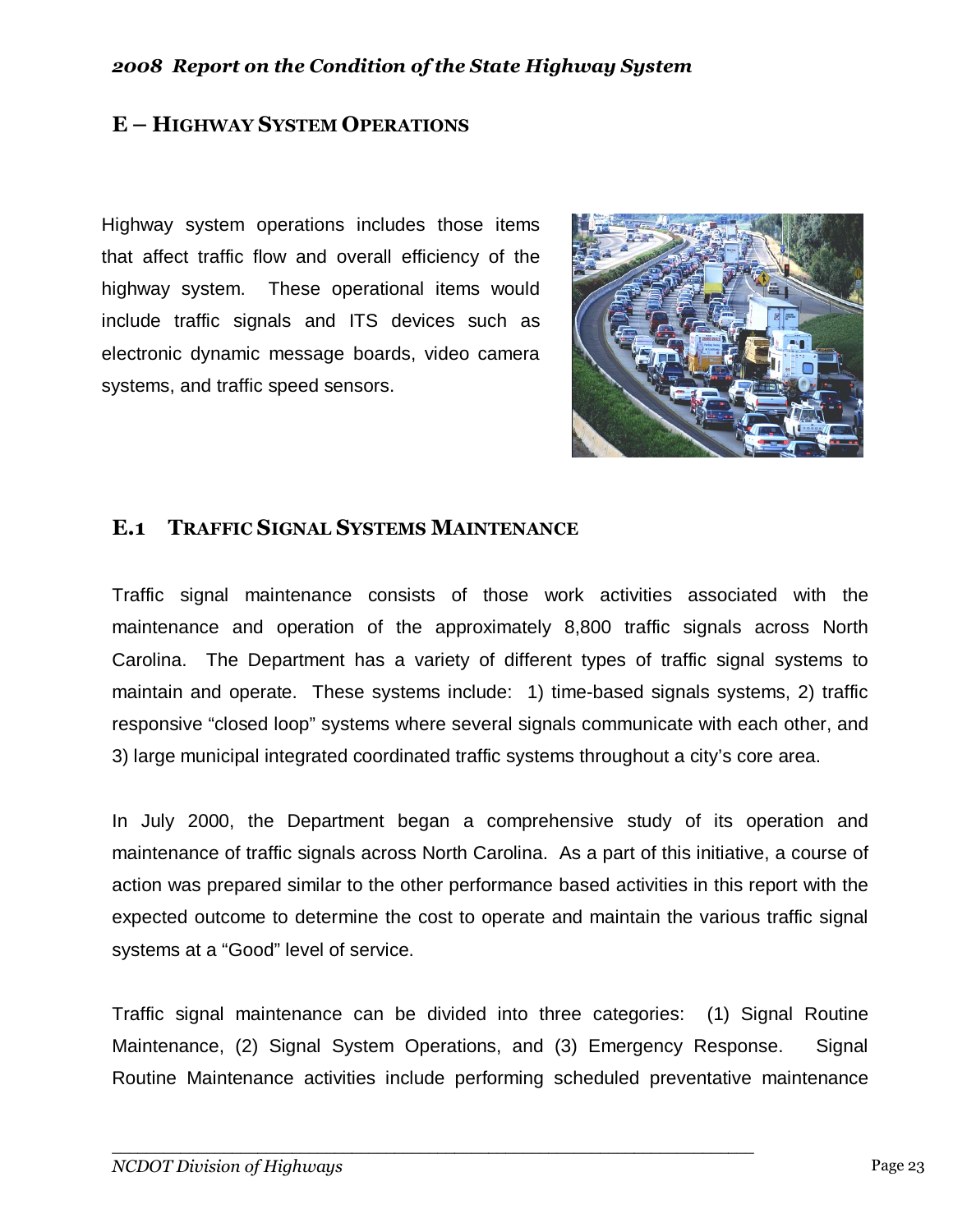## E – HIGHWAY SYSTEM OPERATIONS

Highway system operations includes those items that affect traffic flow and overall efficiency of the highway system. These operational items would include traffic signals and ITS devices such as electronic dynamic message boards, video camera systems, and traffic speed sensors.

### E.1 TRAFFIC SIGNAL SYSTEMS MAINTENANCE

Traffic signal maintenance consists of those work activities associated with the maintenance and operation of the approximately 8,800 traffic signals across North Carolina. The Department has a variety of different types of traffic signal systems to maintain and operate. These systems include: 1) time-based signals systems, 2) traffic responsive "closed loop" systems where several signals communicate with each other, and 3) large municipal integrated coordinated traffic systems throughout a city's core area.

In July 2000, the Department began a comprehensive study of its operation and maintenance of traffic signals across North Carolina. As a part of this initiative, a course of action was prepared similar to the other performance based activities in this report with the expected outcome to determine the cost to operate and maintain the various traffic signal systems at a "Good" level of service.

Traffic signal maintenance can be divided into three categories: (1) Signal Routine Maintenance, (2) Signal System Operations, and (3) Emergency Response. Signal Routine Maintenance activities include performing scheduled preventative maintenance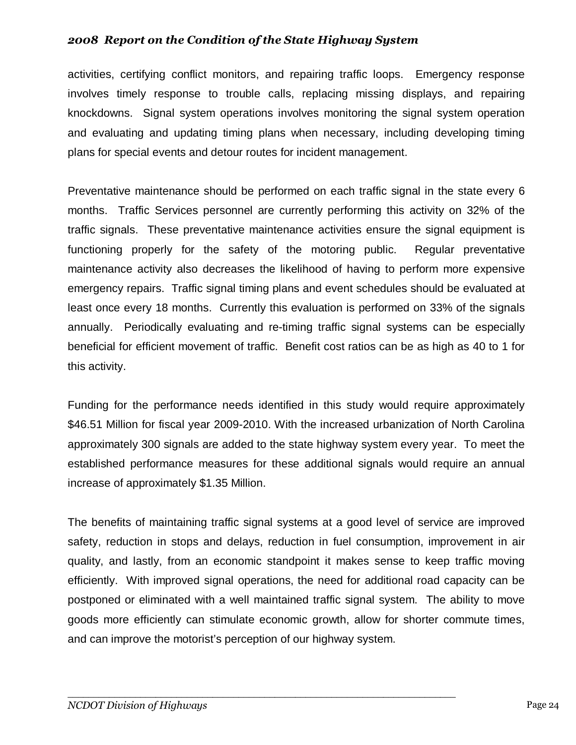activities, certifying conflict monitors, and repairing traffic loops. Emergency response involves timely response to trouble calls, replacing missing displays, and repairing knockdowns. Signal system operations involves monitoring the signal system operation and evaluating and updating timing plans when necessary, including developing timing plans for special events and detour routes for incident management.

Preventative maintenance should be performed on each traffic signal in the state every 6 months. Traffic Services personnel are currently performing this activity on 32% of the traffic signals. These preventative maintenance activities ensure the signal equipment is functioning properly for the safety of the motoring public. Regular preventative maintenance activity also decreases the likelihood of having to perform more expensive emergency repairs. Traffic signal timing plans and event schedules should be evaluated at least once every 18 months. Currently this evaluation is performed on 33% of the signals annually. Periodically evaluating and re-timing traffic signal systems can be especially beneficial for efficient movement of traffic. Benefit cost ratios can be as high as 40 to 1 for this activity.

Funding for the performance needs identified in this study would require approximately $46.51 Million for fiscal year 2009-2010. With the increased urbanization of North Carolina approximately 300 signals are added to the state highway system every year. To meet the established performance measures for these additional signals would require an annual increase of approximately $1.35 Million.

The benefits of maintaining traffic signal systems at a good level of service are improved safety, reduction in stops and delays, reduction in fuel consumption, improvement in air quality, and lastly, from an economic standpoint it makes sense to keep traffic moving efficiently. With improved signal operations, the need for additional road capacity can be postponed or eliminated with a well maintained traffic signal system. The ability to move goods more efficiently can stimulate economic growth, allow for shorter commute times, and can improve the motorist's perception of our highway system.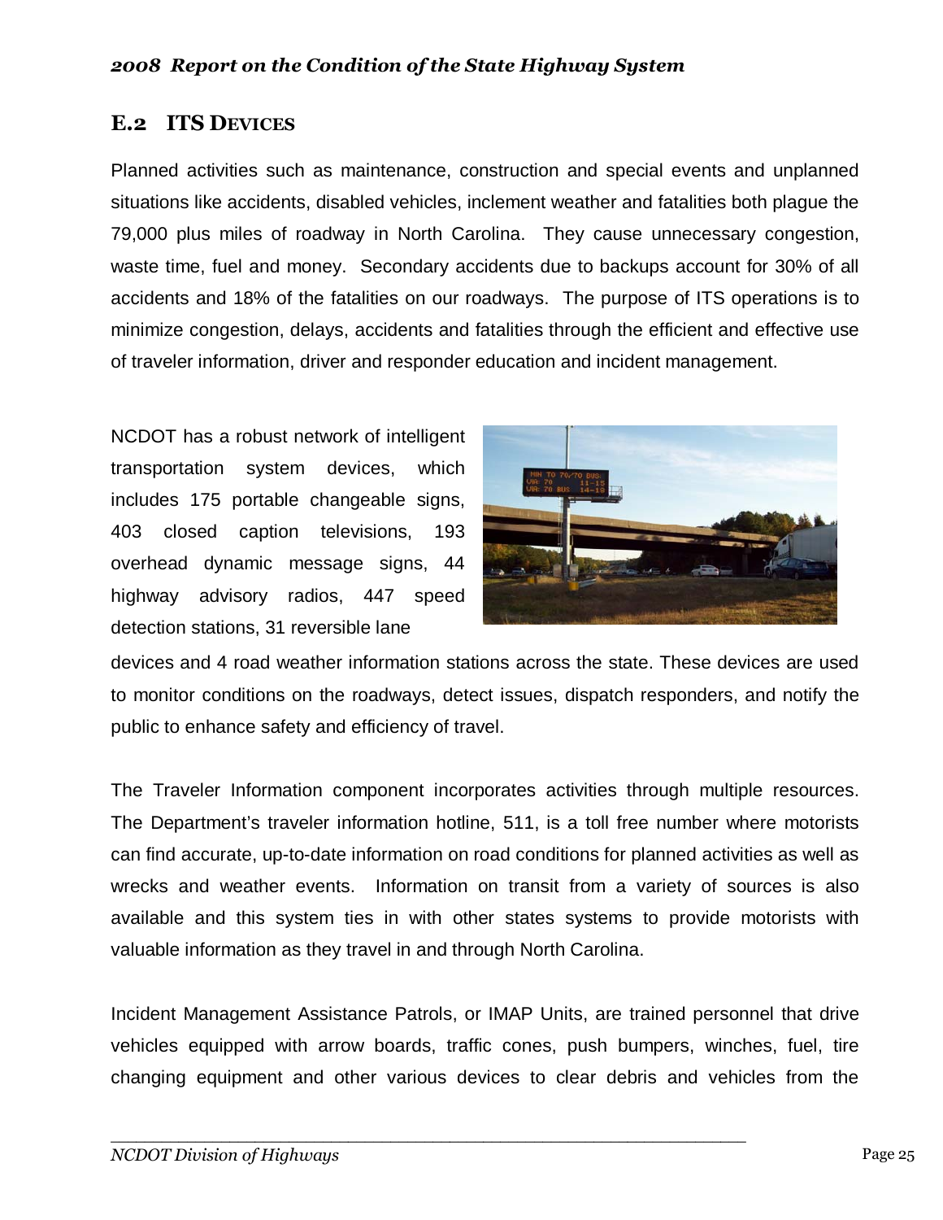## E.2 ITS DEVICES

Planned activities such as maintenance, construction and special events and unplanned situations like accidents, disabled vehicles, inclement weather and fatalities both plague the 79,000 plus miles of roadway in North Carolina. They cause unnecessary congestion, waste time, fuel and money. Secondary accidents due to backups account for 30% of all accidents and 18% of the fatalities on our roadways. The purpose of ITS operations is to minimize congestion, delays, accidents and fatalities through the efficient and effective use of traveler information, driver and responder education and incident management.

NCDOT has a robust network of intelligent transportation system devices, which includes 175 portable changeable signs, 403 closed caption televisions, 193 overhead dynamic message signs, 44 highway advisory radios, 447 speed detection stations, 31 reversible lane devices and 4 road weather information stations across the state. These devices are used to monitor conditions on the roadways, detect issues, dispatch responders, and notify the public to enhance safety and efficiency of travel.

The Traveler Information component incorporates activities through multiple resources. The Department's traveler information hotline, 511, is a toll free number where motorists can find accurate, up-to-date information on road conditions for planned activities as well as wrecks and weather events. Information on transit from a variety of sources is also available and this system ties in with other states systems to provide motorists with valuable information as they travel in and through North Carolina.

Incident Management Assistance Patrols, or IMAP Units, are trained personnel that drive vehicles equipped with arrow boards, traffic cones, push bumpers, winches, fuel, tire changing equipment and other various devices to clear debris and vehicles from the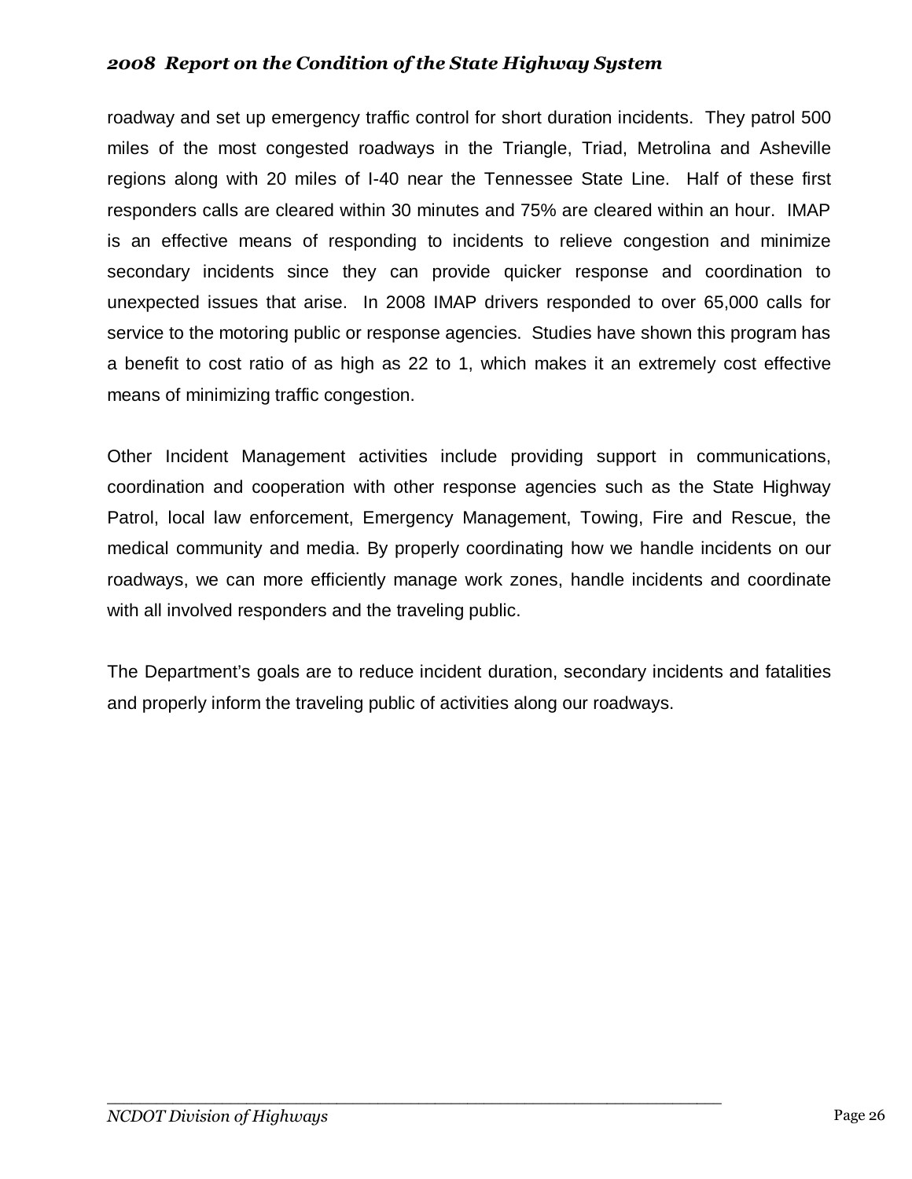roadway and set up emergency traffic control for short duration incidents. They patrol 500 miles of the most congested roadways in the Triangle, Triad, Metrolina and Asheville regions along with 20 miles of I-40 near the Tennessee State Line. Half of these first responders calls are cleared within 30 minutes and 75% are cleared within an hour. IMAP is an effective means of responding to incidents to relieve congestion and minimize secondary incidents since they can provide quicker response and coordination to unexpected issues that arise. In 2008 IMAP drivers responded to over 65,000 calls for service to the motoring public or response agencies. Studies have shown this program has a benefit to cost ratio of as high as 22 to 1, which makes it an extremely cost effective means of minimizing traffic congestion.

Other Incident Management activities include providing support in communications, coordination and cooperation with other response agencies such as the State Highway Patrol, local law enforcement, Emergency Management, Towing, Fire and Rescue, the medical community and media. By properly coordinating how we handle incidents on our roadways, we can more efficiently manage work zones, handle incidents and coordinate with all involved responders and the traveling public.

The Department's goals are to reduce incident duration, secondary incidents and fatalities and properly inform the traveling public of activities along our roadways.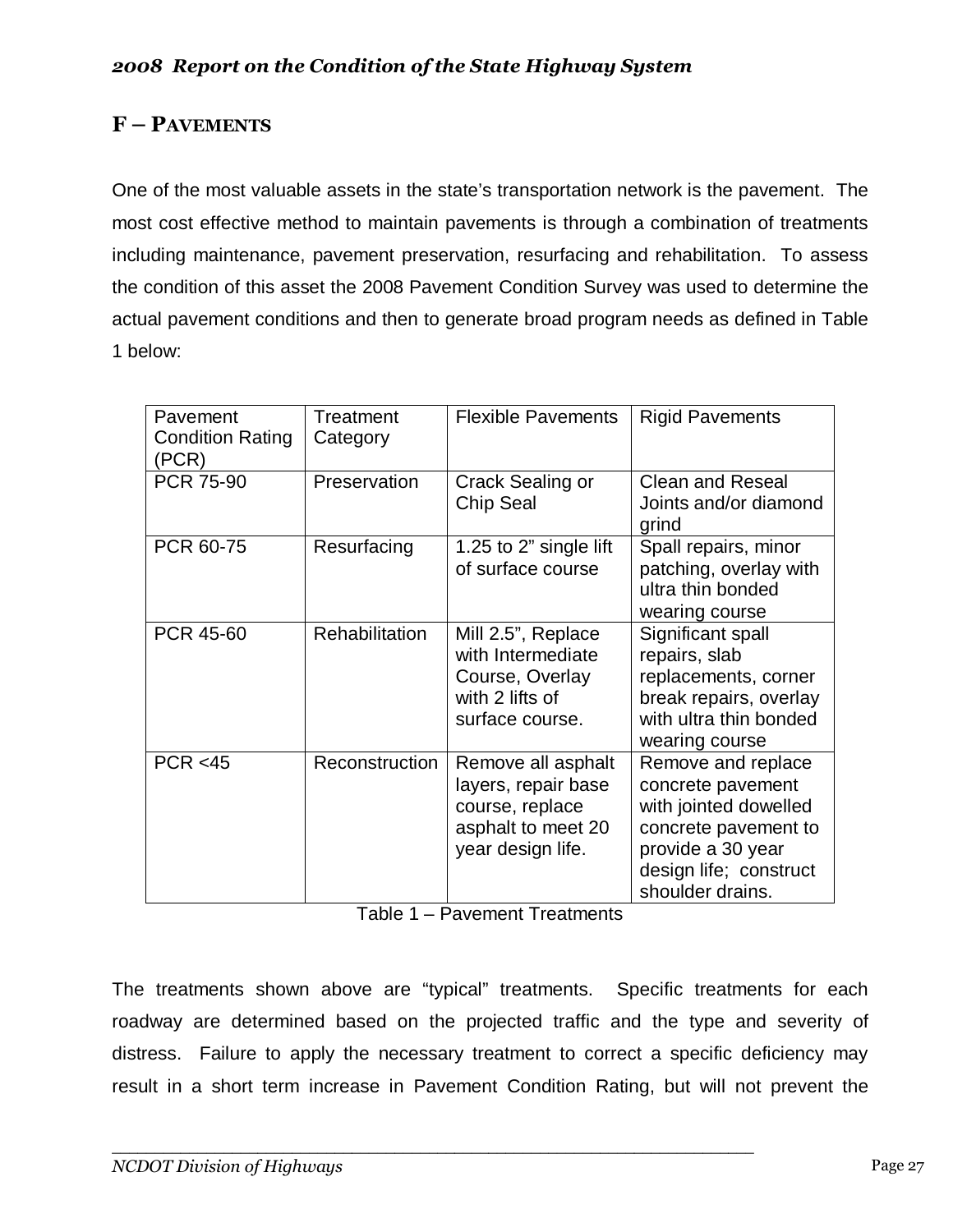## F – PAVEMENTS

One of the most valuable assets in the state's transportation network is the pavement. The most cost effective method to maintain pavements is through a combination of treatments including maintenance, pavement preservation, resurfacing and rehabilitation. To assess the condition of this asset the 2008 Pavement Condition Survey was used to determine the actual pavement conditions and then to generate broad program needs as defined in Table 1 below:

| Pavement Condition Rating (PCR) | Treatment Category | Flexible Pavements | Rigid Pavements |
|---|---|---|---|
| PCR 75-90 | Preservation | Crack Sealing or Chip Seal | Clean and Reseal Joints and/or diamond grind |
| PCR 60-75 | Resurfacing | 1.25 to 2" single lift of surface course | Spall repairs, minor patching, overlay with ultra thin bonded wearing course |
| PCR 45-60 | Rehabilitation | Mill 2.5", Replace with Intermediate Course, Overlay with 2 lifts of surface course. | Significant spall repairs, slab replacements, corner break repairs, overlay with ultra thin bonded wearing course |
| PCR <45 | Reconstruction | Remove all asphalt layers, repair base course, replace asphalt to meet 20 year design life. | Remove and replace concrete pavement with jointed dowelled concrete pavement to provide a 30 year design life; construct shoulder drains. |

Table 1 – Pavement Treatments

The treatments shown above are "typical" treatments. Specific treatments for each roadway are determined based on the projected traffic and the type and severity of distress. Failure to apply the necessary treatment to correct a specific deficiency may result in a short term increase in Pavement Condition Rating, but will not prevent the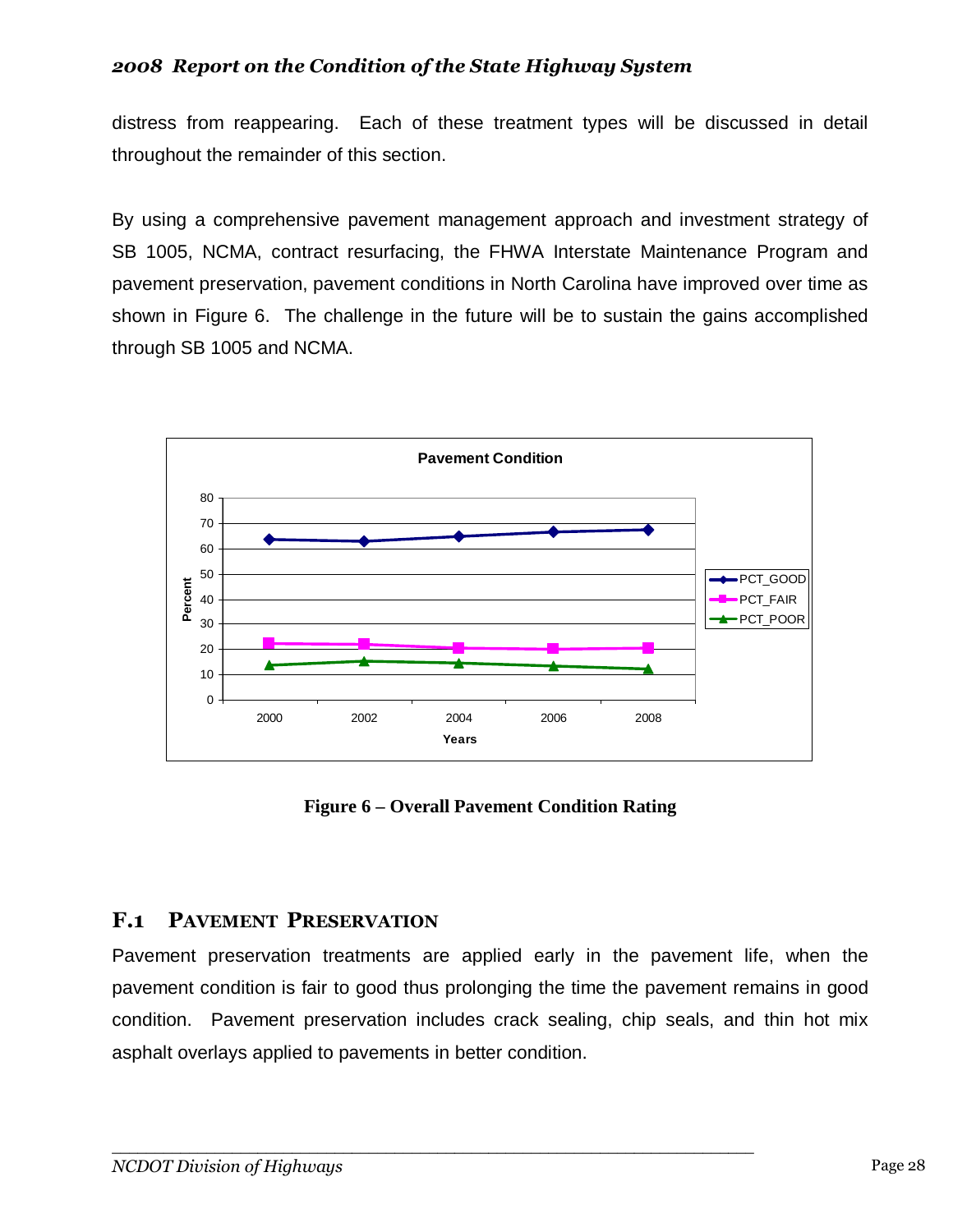distress from reappearing. Each of these treatment types will be discussed in detail throughout the remainder of this section.

By using a comprehensive pavement management approach and investment strategy of SB 1005, NCMA, contract resurfacing, the FHWA Interstate Maintenance Program and pavement preservation, pavement conditions in North Carolina have improved over time as shown in Figure 6. The challenge in the future will be to sustain the gains accomplished through SB 1005 and NCMA.

**Figure 6 – Overall Pavement Condition Rating**

## F.1 PAVEMENT PRESERVATION

Pavement preservation treatments are applied early in the pavement life, when the pavement condition is fair to good thus prolonging the time the pavement remains in good condition. Pavement preservation includes crack sealing, chip seals, and thin hot mix asphalt overlays applied to pavements in better condition.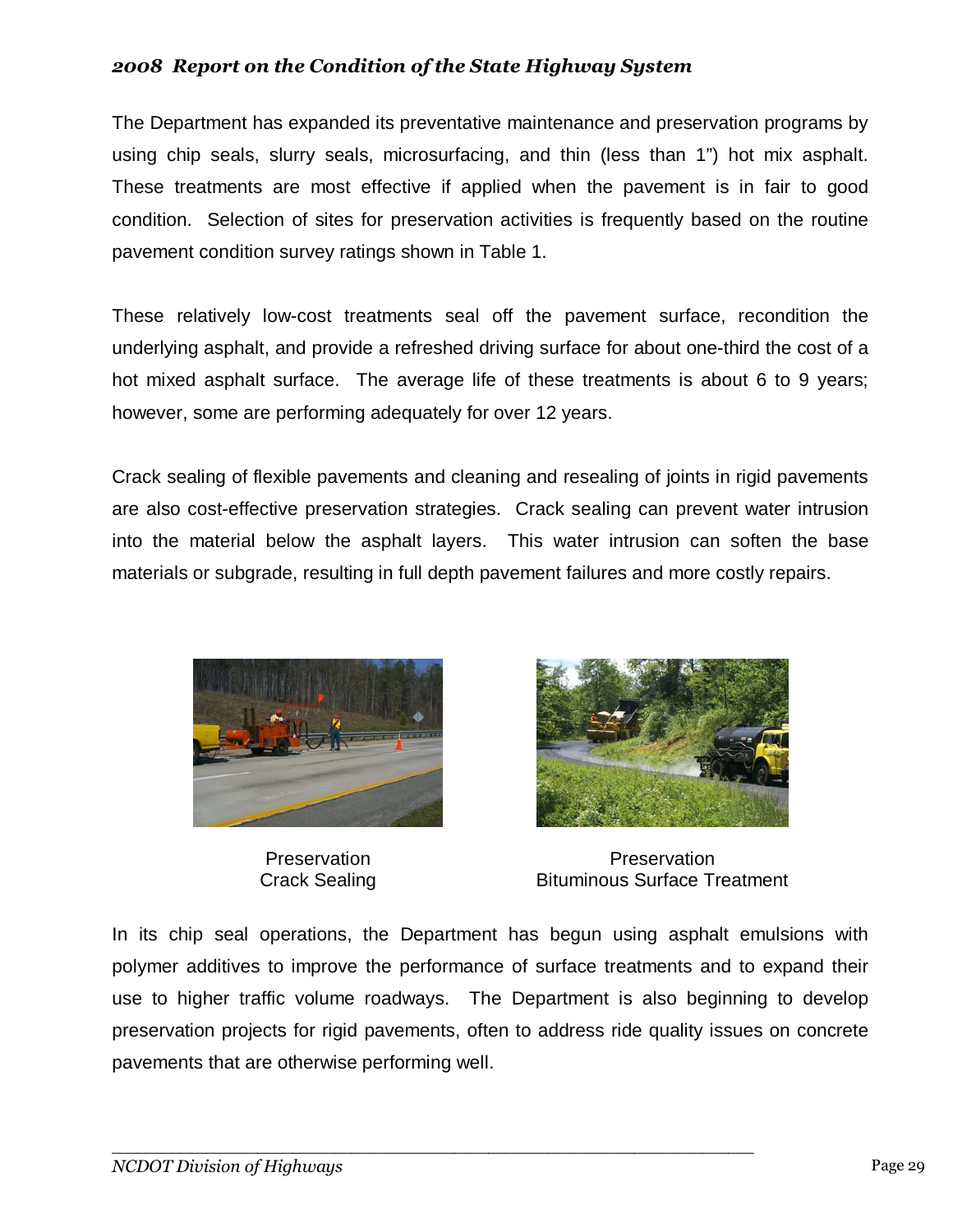The Department has expanded its preventative maintenance and preservation programs by using chip seals, slurry seals, microsurfacing, and thin (less than 1") hot mix asphalt. These treatments are most effective if applied when the pavement is in fair to good condition. Selection of sites for preservation activities is frequently based on the routine pavement condition survey ratings shown in Table 1.

These relatively low-cost treatments seal off the pavement surface, recondition the underlying asphalt, and provide a refreshed driving surface for about one-third the cost of a hot mixed asphalt surface. The average life of these treatments is about 6 to 9 years; however, some are performing adequately for over 12 years.

Crack sealing of flexible pavements and cleaning and resealing of joints in rigid pavements are also cost-effective preservation strategies. Crack sealing can prevent water intrusion into the material below the asphalt layers. This water intrusion can soften the base materials or subgrade, resulting in full depth pavement failures and more costly repairs.

Preservation
Crack Sealing

Preservation
Bituminous Surface Treatment

In its chip seal operations, the Department has begun using asphalt emulsions with polymer additives to improve the performance of surface treatments and to expand their use to higher traffic volume roadways. The Department is also beginning to develop preservation projects for rigid pavements, often to address ride quality issues on concrete pavements that are otherwise performing well.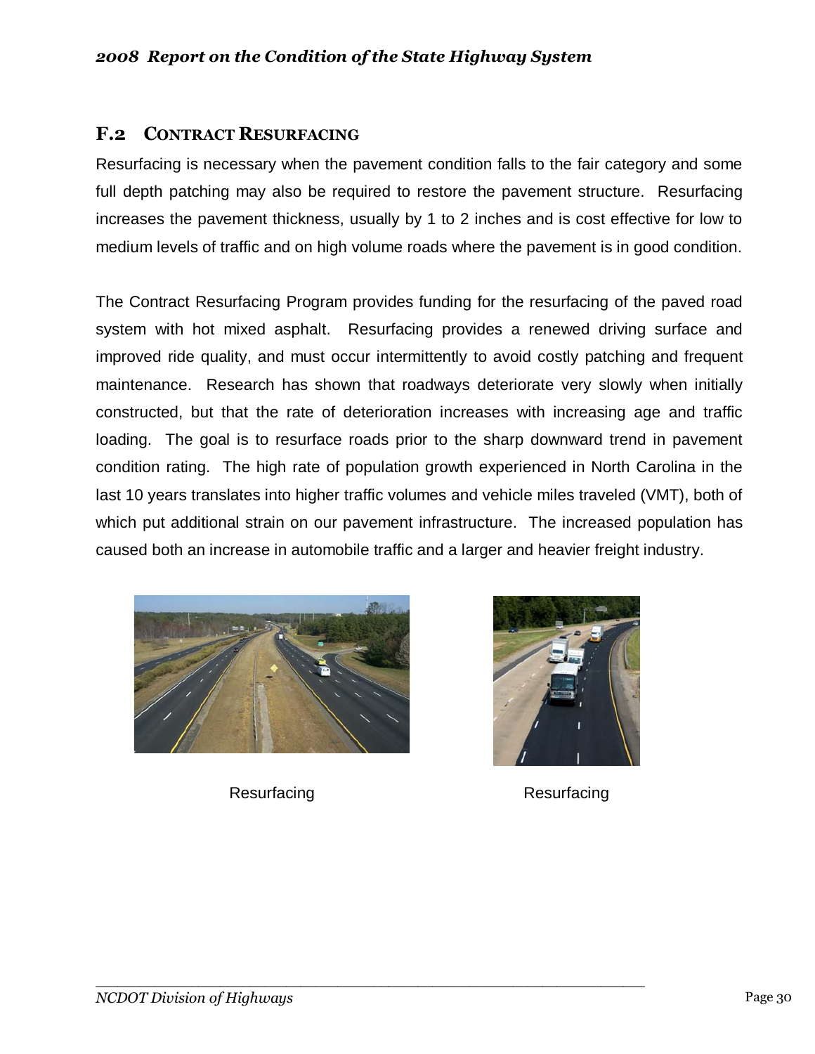## F.2 CONTRACT RESURFACING

Resurfacing is necessary when the pavement condition falls to the fair category and some full depth patching may also be required to restore the pavement structure. Resurfacing increases the pavement thickness, usually by 1 to 2 inches and is cost effective for low to medium levels of traffic and on high volume roads where the pavement is in good condition.

The Contract Resurfacing Program provides funding for the resurfacing of the paved road system with hot mixed asphalt. Resurfacing provides a renewed driving surface and improved ride quality, and must occur intermittently to avoid costly patching and frequent maintenance. Research has shown that roadways deteriorate very slowly when initially constructed, but that the rate of deterioration increases with increasing age and traffic loading. The goal is to resurface roads prior to the sharp downward trend in pavement condition rating. The high rate of population growth experienced in North Carolina in the last 10 years translates into higher traffic volumes and vehicle miles traveled (VMT), both of which put additional strain on our pavement infrastructure. The increased population has caused both an increase in automobile traffic and a larger and heavier freight industry.

Resurfacing

Resurfacing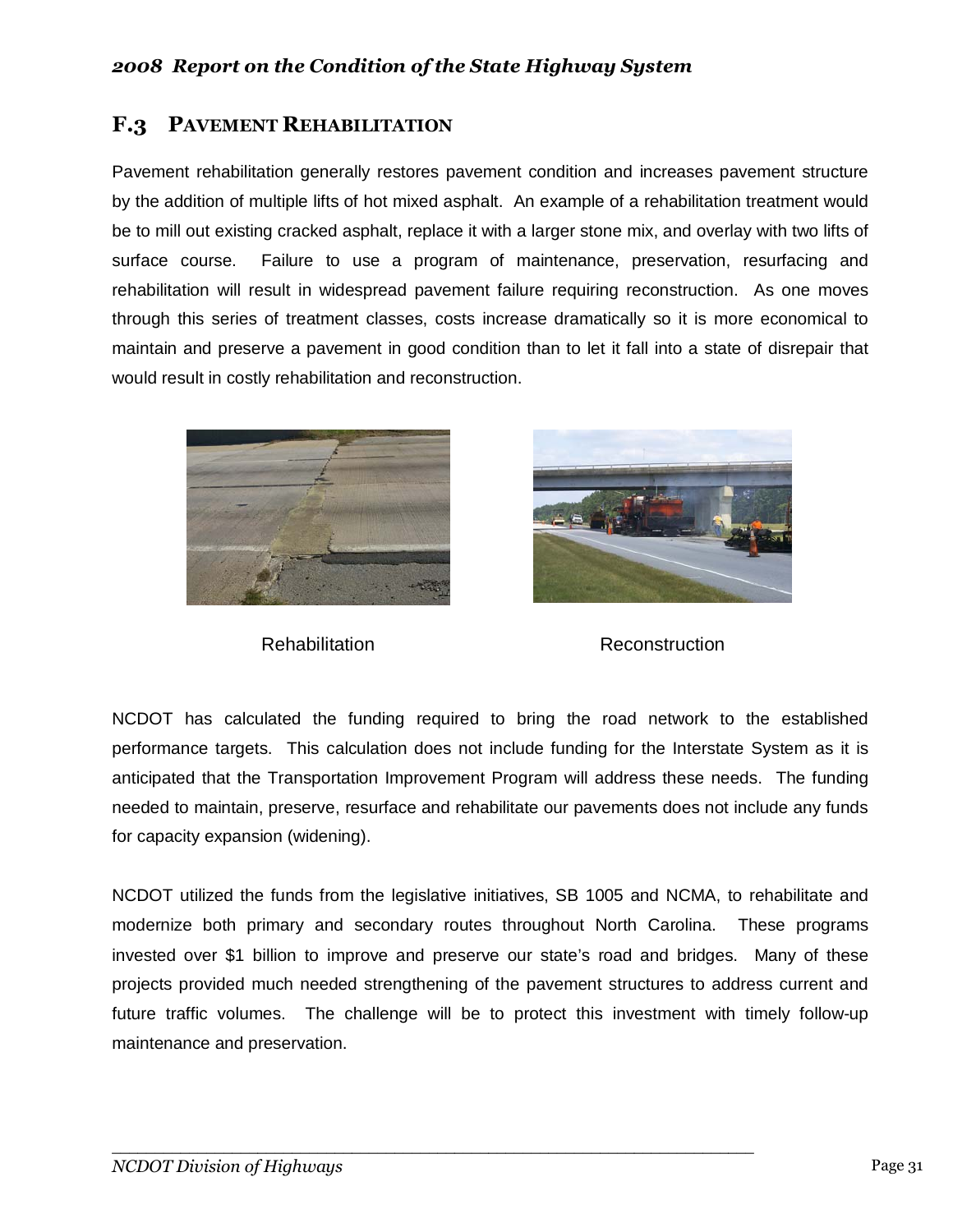## F.3 PAVEMENT REHABILITATION

Pavement rehabilitation generally restores pavement condition and increases pavement structure by the addition of multiple lifts of hot mixed asphalt. An example of a rehabilitation treatment would be to mill out existing cracked asphalt, replace it with a larger stone mix, and overlay with two lifts of surface course. Failure to use a program of maintenance, preservation, resurfacing and rehabilitation will result in widespread pavement failure requiring reconstruction. As one moves through this series of treatment classes, costs increase dramatically so it is more economical to maintain and preserve a pavement in good condition than to let it fall into a state of disrepair that would result in costly rehabilitation and reconstruction.

Rehabilitation

Reconstruction

NCDOT has calculated the funding required to bring the road network to the established performance targets. This calculation does not include funding for the Interstate System as it is anticipated that the Transportation Improvement Program will address these needs. The funding needed to maintain, preserve, resurface and rehabilitate our pavements does not include any funds for capacity expansion (widening).

NCDOT utilized the funds from the legislative initiatives, SB 1005 and NCMA, to rehabilitate and modernize both primary and secondary routes throughout North Carolina. These programs invested over $1 billion to improve and preserve our state's road and bridges. Many of these projects provided much needed strengthening of the pavement structures to address current and future traffic volumes. The challenge will be to protect this investment with timely follow-up maintenance and preservation.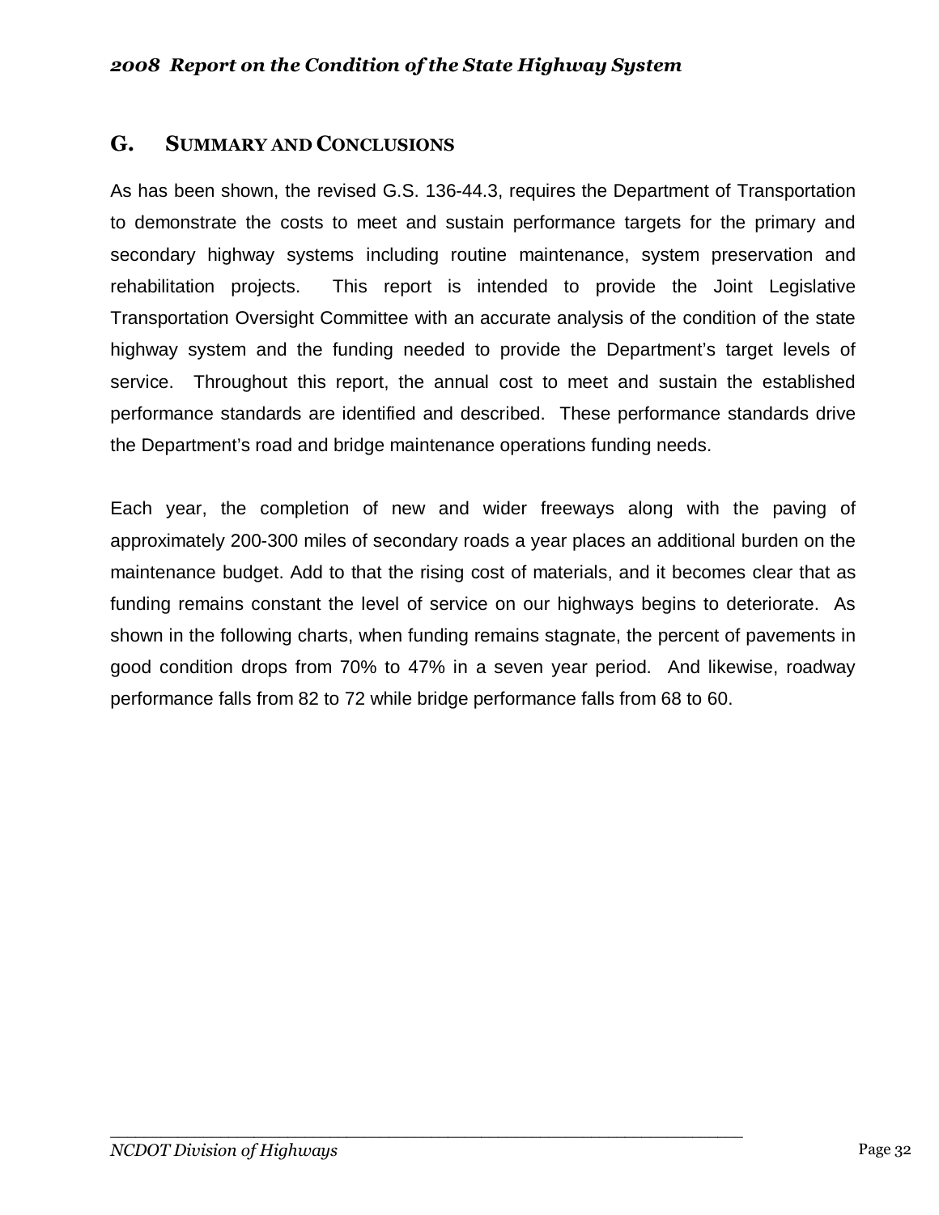## G. SUMMARY AND CONCLUSIONS

As has been shown, the revised G.S. 136-44.3, requires the Department of Transportation to demonstrate the costs to meet and sustain performance targets for the primary and secondary highway systems including routine maintenance, system preservation and rehabilitation projects. This report is intended to provide the Joint Legislative Transportation Oversight Committee with an accurate analysis of the condition of the state highway system and the funding needed to provide the Department's target levels of service. Throughout this report, the annual cost to meet and sustain the established performance standards are identified and described. These performance standards drive the Department's road and bridge maintenance operations funding needs.

Each year, the completion of new and wider freeways along with the paving of approximately 200-300 miles of secondary roads a year places an additional burden on the maintenance budget. Add to that the rising cost of materials, and it becomes clear that as funding remains constant the level of service on our highways begins to deteriorate. As shown in the following charts, when funding remains stagnate, the percent of pavements in good condition drops from 70% to 47% in a seven year period. And likewise, roadway performance falls from 82 to 72 while bridge performance falls from 68 to 60.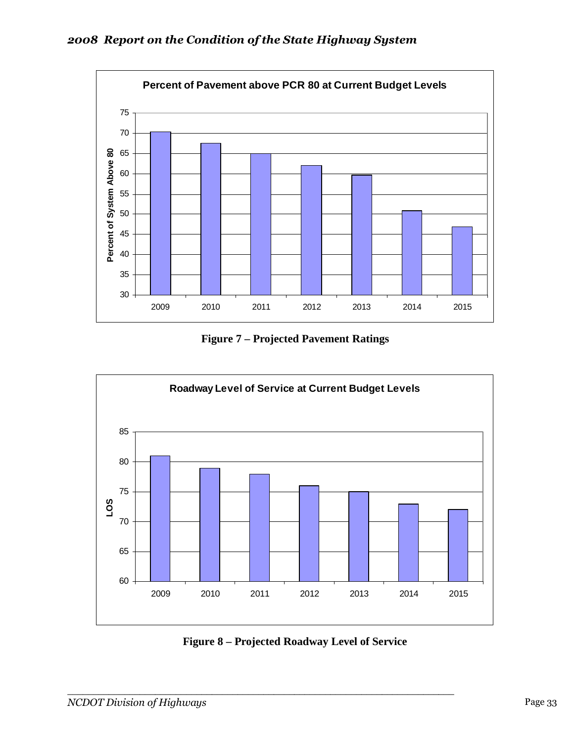**Percent of Pavement above PCR 80 at Current Budget Levels**

| Year | Percent of System Above 80 |
|---|---|
| 2009 | 70.3 |
| 2010 | 67.5 |
| 2011 | 65 |
| 2012 | 62 |
| 2013 | 59.7 |
| 2014 | 50.8 |
| 2015 | 46.8 |

**Figure 7 – Projected Pavement Ratings**

**Roadway Level of Service at Current Budget Levels**

| Year | LOS |
|---|---|
| 2009 | 81 |
| 2010 | 79 |
| 2011 | 78 |
| 2012 | 76 |
| 2013 | 75 |
| 2014 | 73 |
| 2015 | 72 |

**Figure 8 – Projected Roadway Level of Service**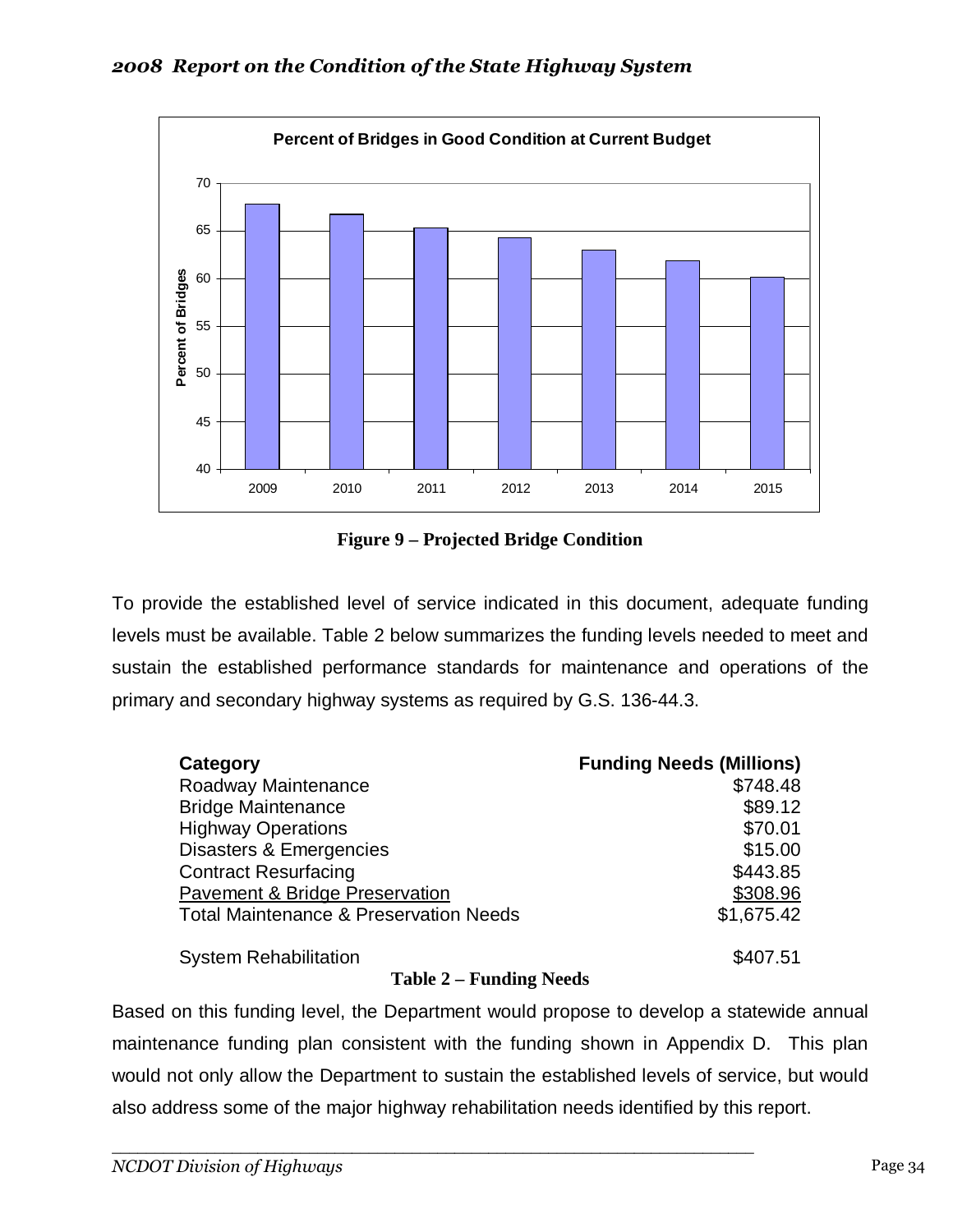Percent of Bridges in Good Condition at Current Budget

**Figure 9 – Projected Bridge Condition**

To provide the established level of service indicated in this document, adequate funding levels must be available. Table 2 below summarizes the funding levels needed to meet and sustain the established performance standards for maintenance and operations of the primary and secondary highway systems as required by G.S. 136-44.3.

| **Category** | **Funding Needs (Millions)** |
|---|---|
| Roadway Maintenance | $748.48 |
| Bridge Maintenance | $89.12 |
| Highway Operations | $70.01 |
| Disasters & Emergencies | $15.00 |
| Contract Resurfacing | $443.85 |
| Pavement & Bridge Preservation | $308.96 |
| Total Maintenance & Preservation Needs | $1,675.42 |
| | |
| System Rehabilitation | $407.51 |

**Table 2 – Funding Needs**

Based on this funding level, the Department would propose to develop a statewide annual maintenance funding plan consistent with the funding shown in Appendix D. This plan would not only allow the Department to sustain the established levels of service, but would also address some of the major highway rehabilitation needs identified by this report.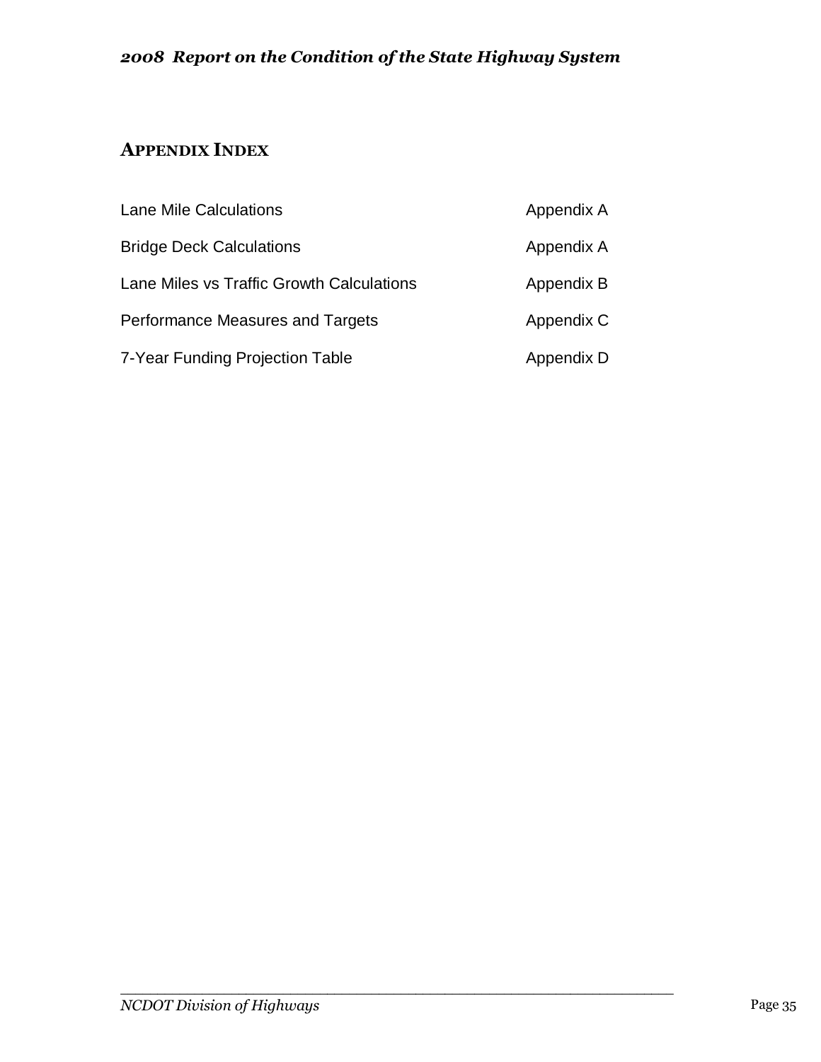## APPENDIX INDEX

| | |
|---|---|
| Lane Mile Calculations | Appendix A |
| Bridge Deck Calculations | Appendix A |
| Lane Miles vs Traffic Growth Calculations | Appendix B |
| Performance Measures and Targets | Appendix C |
| 7-Year Funding Projection Table | Appendix D |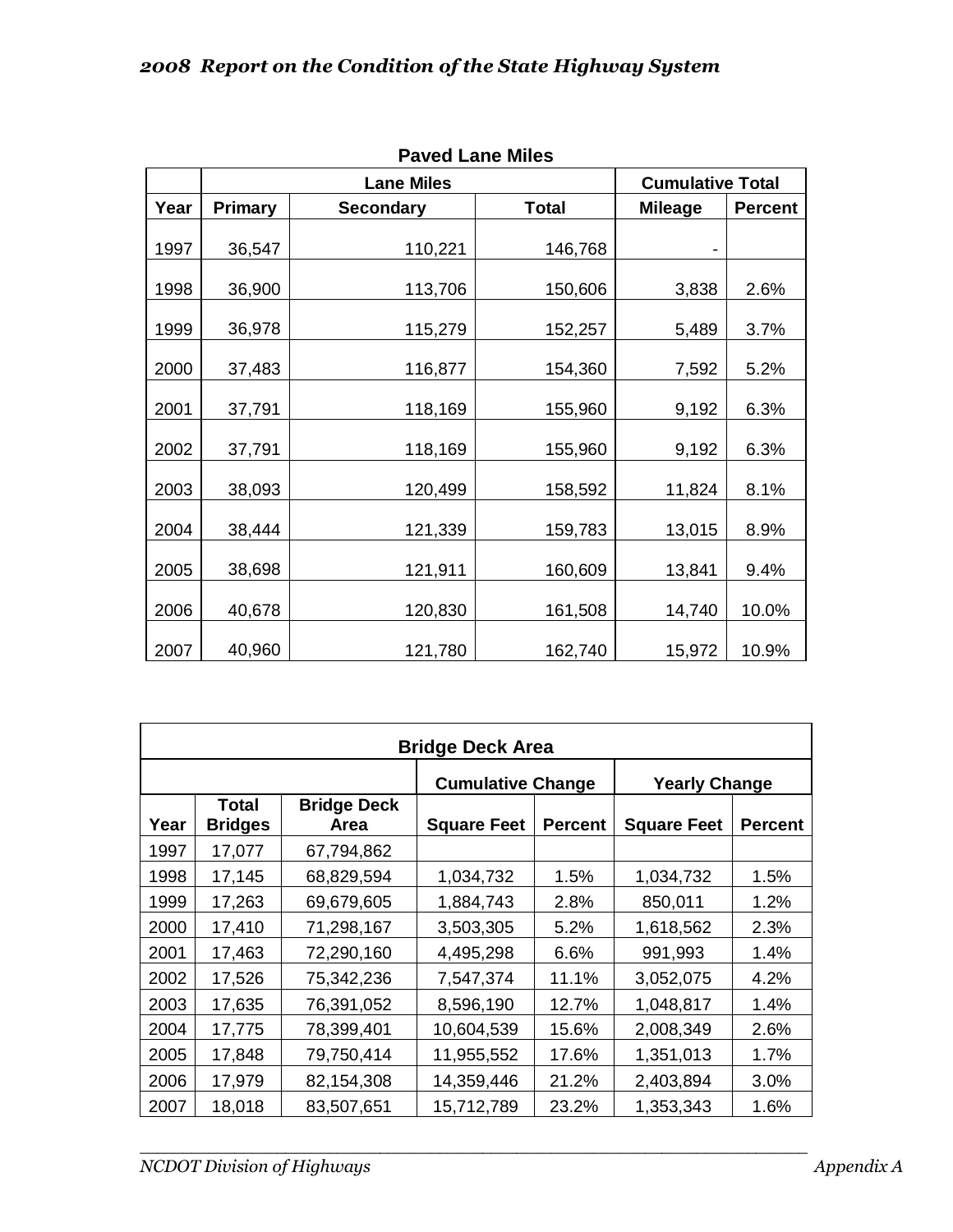**Paved Lane Miles**

| | Lane Miles | | | Cumulative Total | |
|---|---|---|---|---|---|
| Year | Primary | Secondary | Total | Mileage | Percent |
| 1997 | 36,547 | 110,221 | 146,768 | - | |
| 1998 | 36,900 | 113,706 | 150,606 | 3,838 | 2.6% |
| 1999 | 36,978 | 115,279 | 152,257 | 5,489 | 3.7% |
| 2000 | 37,483 | 116,877 | 154,360 | 7,592 | 5.2% |
| 2001 | 37,791 | 118,169 | 155,960 | 9,192 | 6.3% |
| 2002 | 37,791 | 118,169 | 155,960 | 9,192 | 6.3% |
| 2003 | 38,093 | 120,499 | 158,592 | 11,824 | 8.1% |
| 2004 | 38,444 | 121,339 | 159,783 | 13,015 | 8.9% |
| 2005 | 38,698 | 121,911 | 160,609 | 13,841 | 9.4% |
| 2006 | 40,678 | 120,830 | 161,508 | 14,740 | 10.0% |
| 2007 | 40,960 | 121,780 | 162,740 | 15,972 | 10.9% |

**Bridge Deck Area**

| | | | Cumulative Change | | Yearly Change | |
|---|---|---|---|---|---|---|
| Year | Total Bridges | Bridge Deck Area | Square Feet | Percent | Square Feet | Percent |
| 1997 | 17,077 | 67,794,862 | | | | |
| 1998 | 17,145 | 68,829,594 | 1,034,732 | 1.5% | 1,034,732 | 1.5% |
| 1999 | 17,263 | 69,679,605 | 1,884,743 | 2.8% | 850,011 | 1.2% |
| 2000 | 17,410 | 71,298,167 | 3,503,305 | 5.2% | 1,618,562 | 2.3% |
| 2001 | 17,463 | 72,290,160 | 4,495,298 | 6.6% | 991,993 | 1.4% |
| 2002 | 17,526 | 75,342,236 | 7,547,374 | 11.1% | 3,052,075 | 4.2% |
| 2003 | 17,635 | 76,391,052 | 8,596,190 | 12.7% | 1,048,817 | 1.4% |
| 2004 | 17,775 | 78,399,401 | 10,604,539 | 15.6% | 2,008,349 | 2.6% |
| 2005 | 17,848 | 79,750,414 | 11,955,552 | 17.6% | 1,351,013 | 1.7% |
| 2006 | 17,979 | 82,154,308 | 14,359,446 | 21.2% | 2,403,894 | 3.0% |
| 2007 | 18,018 | 83,507,651 | 15,712,789 | 23.2% | 1,353,343 | 1.6% |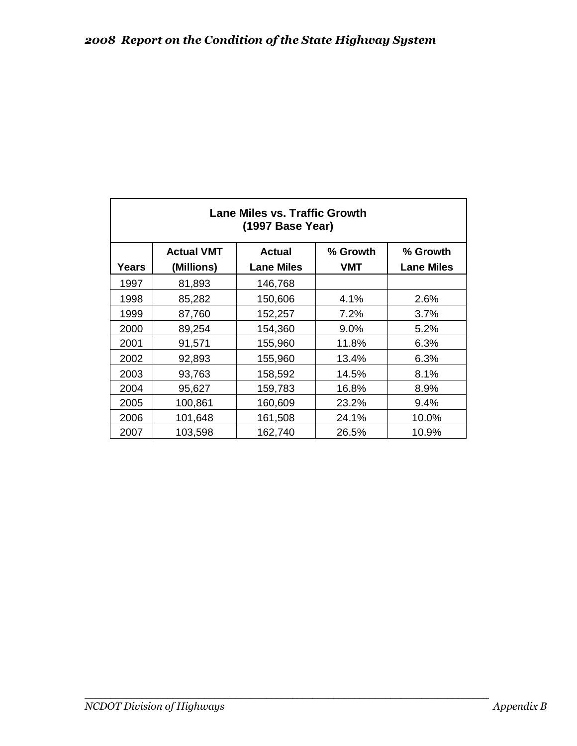| Lane Miles vs. Traffic Growth (1997 Base Year) | | | | |
|---|---|---|---|---|
| **Years** | **Actual VMT (Millions)** | **Actual Lane Miles** | **% Growth VMT** | **% Growth Lane Miles** |
| 1997 | 81,893 | 146,768 | | |
| 1998 | 85,282 | 150,606 | 4.1% | 2.6% |
| 1999 | 87,760 | 152,257 | 7.2% | 3.7% |
| 2000 | 89,254 | 154,360 | 9.0% | 5.2% |
| 2001 | 91,571 | 155,960 | 11.8% | 6.3% |
| 2002 | 92,893 | 155,960 | 13.4% | 6.3% |
| 2003 | 93,763 | 158,592 | 14.5% | 8.1% |
| 2004 | 95,627 | 159,783 | 16.8% | 8.9% |
| 2005 | 100,861 | 160,609 | 23.2% | 9.4% |
| 2006 | 101,648 | 161,508 | 24.1% | 10.0% |
| 2007 | 103,598 | 162,740 | 26.5% | 10.9% |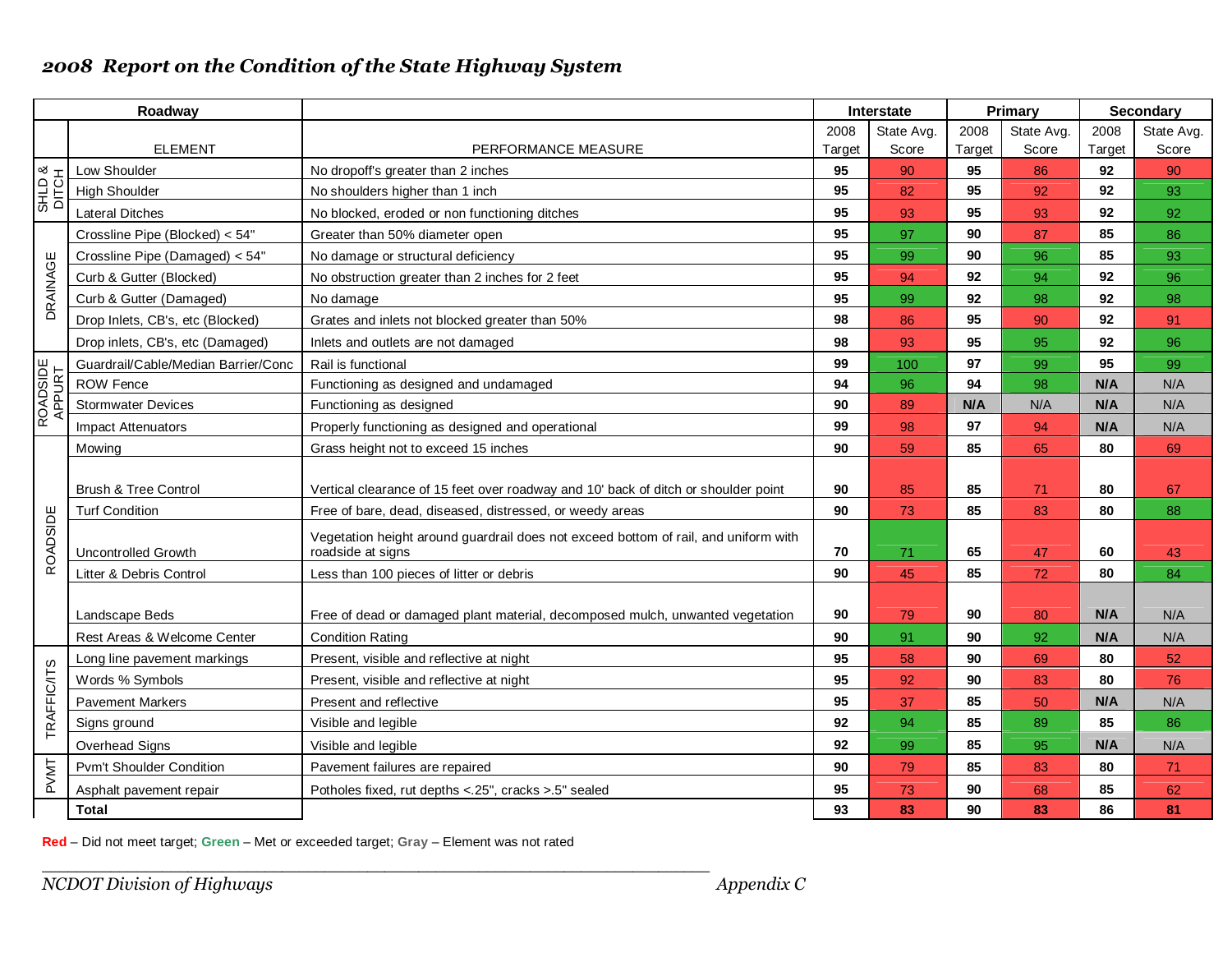*2008 Report on the Condition of the State Highway System*

| Roadway | | | Interstate | | Primary | | Secondary | |
|---|---|---|---|---|---|---|---|---|
| | ELEMENT | PERFORMANCE MEASURE | 2008 Target | State Avg. Score | 2008 Target | State Avg. Score | 2008 Target | State Avg. Score |
| SHLD & DITCH | Low Shoulder | No dropoff's greater than 2 inches | **95** | 90 | **95** | 86 | **92** | 90 |
| | High Shoulder | No shoulders higher than 1 inch | **95** | 82 | **95** | 92 | **92** | 93 |
| | Lateral Ditches | No blocked, eroded or non functioning ditches | **95** | 93 | **95** | 93 | **92** | 92 |
| DRAINAGE | Crossline Pipe (Blocked) < 54" | Greater than 50% diameter open | **95** | 97 | **90** | 87 | **85** | 86 |
| | Crossline Pipe (Damaged) < 54" | No damage or structural deficiency | **95** | 99 | **90** | 96 | **85** | 93 |
| | Curb & Gutter (Blocked) | No obstruction greater than 2 inches for 2 feet | **95** | 94 | **92** | 94 | **92** | 96 |
| | Curb & Gutter (Damaged) | No damage | **95** | 99 | **92** | 98 | **92** | 98 |
| | Drop Inlets, CB's, etc (Blocked) | Grates and inlets not blocked greater than 50% | **98** | 86 | **95** | 90 | **92** | 91 |
| | Drop inlets, CB's, etc (Damaged) | Inlets and outlets are not damaged | **98** | 93 | **95** | 95 | **92** | 96 |
| ROADSIDE APPURT | Guardrail/Cable/Median Barrier/Conc | Rail is functional | **99** | 100 | **97** | 99 | **95** | 99 |
| | ROW Fence | Functioning as designed and undamaged | **94** | 96 | **94** | 98 | **N/A** | N/A |
| | Stormwater Devices | Functioning as designed | **90** | 89 | **N/A** | N/A | **N/A** | N/A |
| | Impact Attenuators | Properly functioning as designed and operational | **99** | 98 | **97** | 94 | **N/A** | N/A |
| ROADSIDE | Mowing | Grass height not to exceed 15 inches | **90** | 59 | **85** | 65 | **80** | 69 |
| | Brush & Tree Control | Vertical clearance of 15 feet over roadway and 10' back of ditch or shoulder point | **90** | 85 | **85** | 71 | **80** | 67 |
| | Turf Condition | Free of bare, dead, diseased, distressed, or weedy areas | **90** | 73 | **85** | 83 | **80** | 88 |
| | Uncontrolled Growth | Vegetation height around guardrail does not exceed bottom of rail, and uniform with roadside at signs | **70** | 71 | **65** | 47 | **60** | 43 |
| | Litter & Debris Control | Less than 100 pieces of litter or debris | **90** | 45 | **85** | 72 | **80** | 84 |
| | Landscape Beds | Free of dead or damaged plant material, decomposed mulch, unwanted vegetation | **90** | 79 | **90** | 80 | **N/A** | N/A |
| | Rest Areas & Welcome Center | Condition Rating | **90** | 91 | **90** | 92 | **N/A** | N/A |
| TRAFFIC/ITS | Long line pavement markings | Present, visible and reflective at night | **95** | 58 | **90** | 69 | **80** | 52 |
| | Words % Symbols | Present, visible and reflective at night | **95** | 92 | **90** | 83 | **80** | 76 |
| | Pavement Markers | Present and reflective | **95** | 37 | **85** | 50 | **N/A** | N/A |
| | Signs ground | Visible and legible | **92** | 94 | **85** | 89 | **85** | 86 |
| | Overhead Signs | Visible and legible | **92** | 99 | **85** | 95 | **N/A** | N/A |
| PVMT | Pvm't Shoulder Condition | Pavement failures are repaired | **90** | 79 | **85** | 83 | **80** | 71 |
| | Asphalt pavement repair | Potholes fixed, rut depths <.25", cracks >.5" sealed | **95** | 73 | **90** | 68 | **85** | 62 |
| | **Total** | | **93** | **83** | **90** | **83** | **86** | **81** |

**Red** – Did not meet target; **Green** – Met or exceeded target; **Gray** – Element was not rated

*NCDOT Division of Highways* *Appendix C*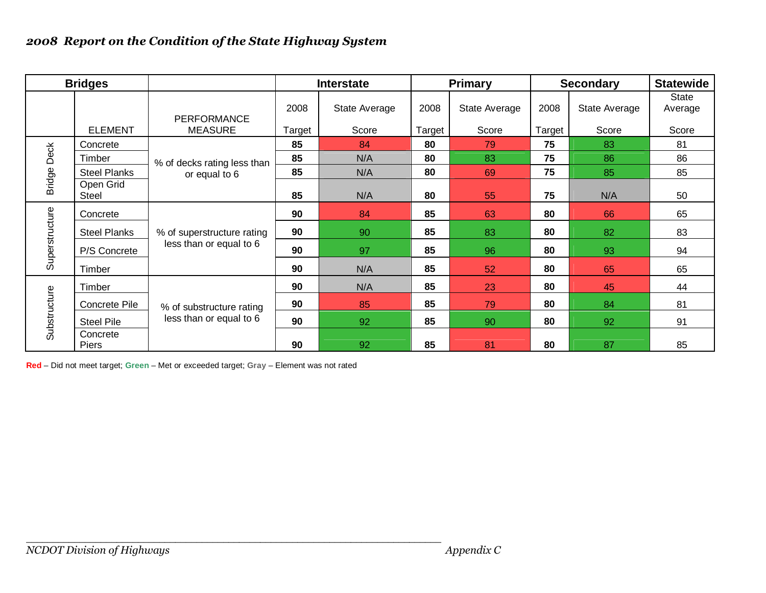*2008 Report on the Condition of the State Highway System*

| Bridges | | | Interstate | | Primary | | Secondary | | Statewide |
|---|---|---|---|---|---|---|---|---|---|
| | ELEMENT | PERFORMANCE MEASURE | 2008 Target | State Average Score | 2008 Target | State Average Score | 2008 Target | State Average Score | State Average Score |
| Bridge Deck | Concrete | % of decks rating less than or equal to 6 | **85** | 84 | **80** | 79 | **75** | 83 | 81 |
| | Timber | | **85** | N/A | **80** | 83 | **75** | 86 | 86 |
| | Steel Planks | | **85** | N/A | **80** | 69 | **75** | 85 | 85 |
| | Open Grid Steel | | **85** | N/A | **80** | 55 | **75** | N/A | 50 |
| Superstructure | Concrete | % of superstructure rating less than or equal to 6 | **90** | 84 | **85** | 63 | **80** | 66 | 65 |
| | Steel Planks | | **90** | 90 | **85** | 83 | **80** | 82 | 83 |
| | P/S Concrete | | **90** | 97 | **85** | 96 | **80** | 93 | 94 |
| | Timber | | **90** | N/A | **85** | 52 | **80** | 65 | 65 |
| Substructure | Timber | % of substructure rating less than or equal to 6 | **90** | N/A | **85** | 23 | **80** | 45 | 44 |
| | Concrete Pile | | **90** | 85 | **85** | 79 | **80** | 84 | 81 |
| | Steel Pile | | **90** | 92 | **85** | 90 | **80** | 92 | 91 |
| | Concrete Piers | | **90** | 92 | **85** | 81 | **80** | 87 | 85 |

**Red** – Did not meet target; **Green** – Met or exceeded target; **Gray** – Element was not rated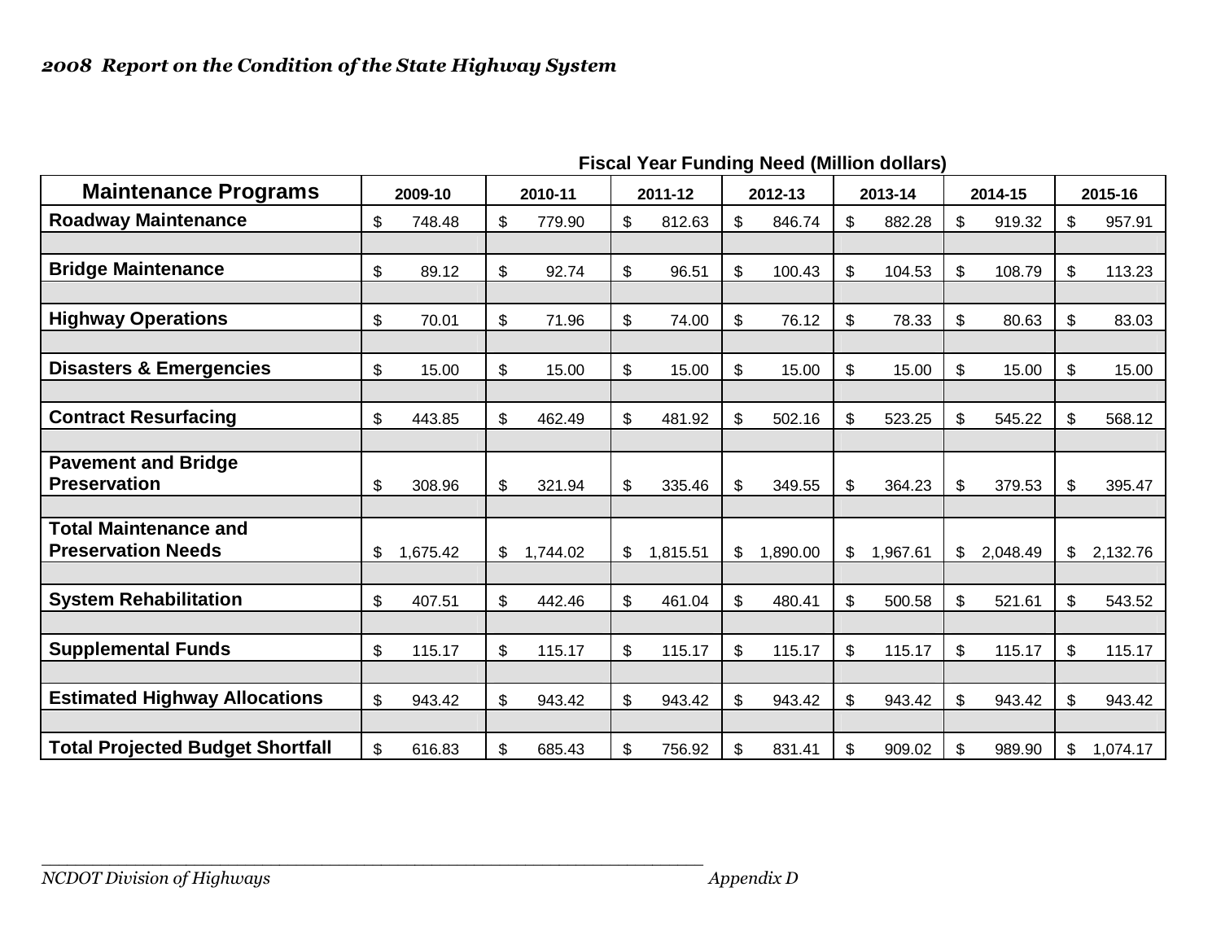**Fiscal Year Funding Need (Million dollars)**

| Maintenance Programs | 2009-10 | 2010-11 | 2011-12 | 2012-13 | 2013-14 | 2014-15 | 2015-16 |
|---|---|---|---|---|---|---|---|
| **Roadway Maintenance** | $ 748.48 | $ 779.90 | $ 812.63 | $ 846.74 | $ 882.28 | $ 919.32 | $ 957.91 |
| **Bridge Maintenance** | $ 89.12 | $ 92.74 | $ 96.51 | $ 100.43 | $ 104.53 | $ 108.79 | $ 113.23 |
| **Highway Operations** | $ 70.01 | $ 71.96 | $ 74.00 | $ 76.12 | $ 78.33 | $ 80.63 | $ 83.03 |
| **Disasters & Emergencies** | $ 15.00 | $ 15.00 | $ 15.00 | $ 15.00 | $ 15.00 | $ 15.00 | $ 15.00 |
| **Contract Resurfacing** | $ 443.85 | $ 462.49 | $ 481.92 | $ 502.16 | $ 523.25 | $ 545.22 | $ 568.12 |
| **Pavement and Bridge Preservation** | $ 308.96 | $ 321.94 | $ 335.46 | $ 349.55 | $ 364.23 | $ 379.53 | $ 395.47 |
| **Total Maintenance and Preservation Needs** | $ 1,675.42 | $ 1,744.02 | $ 1,815.51 | $ 1,890.00 | $ 1,967.61 | $ 2,048.49 | $ 2,132.76 |
| **System Rehabilitation** | $ 407.51 | $ 442.46 | $ 461.04 | $ 480.41 | $ 500.58 | $ 521.61 | $ 543.52 |
| **Supplemental Funds** | $ 115.17 | $ 115.17 | $ 115.17 | $ 115.17 | $ 115.17 | $ 115.17 | $ 115.17 |
| **Estimated Highway Allocations** | $ 943.42 | $ 943.42 | $ 943.42 | $ 943.42 | $ 943.42 | $ 943.42 | $ 943.42 |
| **Total Projected Budget Shortfall** | $ 616.83 | $ 685.43 | $ 756.92 | $ 831.41 | $ 909.02 | $ 989.90 | $ 1,074.17 |